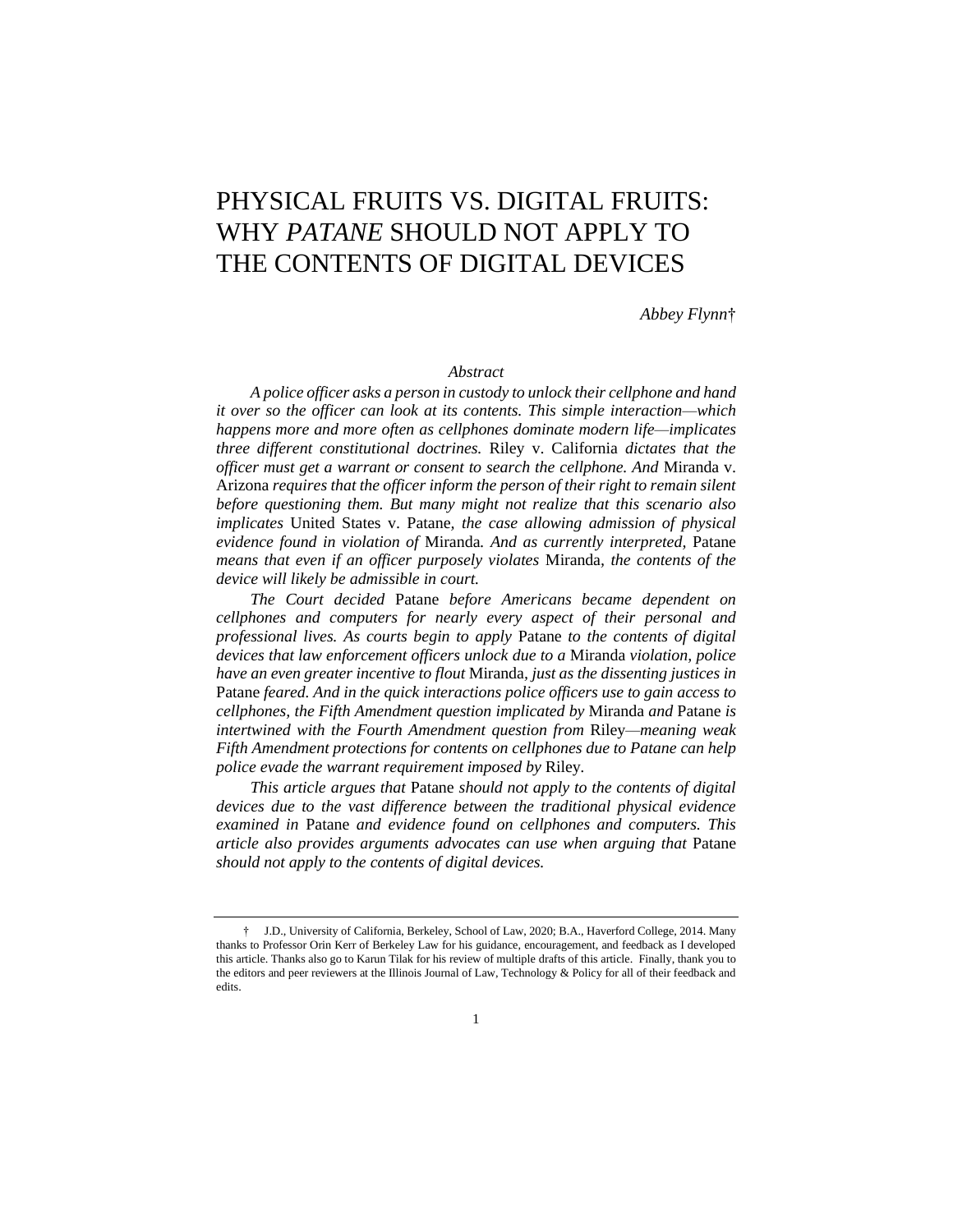# PHYSICAL FRUITS VS. DIGITAL FRUITS: WHY *PATANE* SHOULD NOT APPLY TO THE CONTENTS OF DIGITAL DEVICES

*Abbey Flynn*†

## *Abstract*

*A police officer asks a person in custody to unlock their cellphone and hand it over so the officer can look at its contents. This simple interaction—which happens more and more often as cellphones dominate modern life—implicates three different constitutional doctrines.* Riley v. California *dictates that the officer must get a warrant or consent to search the cellphone. And* Miranda v. Arizona *requires that the officer inform the person of their right to remain silent before questioning them. But many might not realize that this scenario also implicates* United States v. Patane*, the case allowing admission of physical evidence found in violation of* Miranda*. And as currently interpreted,* Patane *means that even if an officer purposely violates* Miranda*, the contents of the device will likely be admissible in court.*

*The Court decided* Patane *before Americans became dependent on cellphones and computers for nearly every aspect of their personal and professional lives. As courts begin to apply* Patane *to the contents of digital devices that law enforcement officers unlock due to a* Miranda *violation, police have an even greater incentive to flout* Miranda*, just as the dissenting justices in* Patane *feared. And in the quick interactions police officers use to gain access to cellphones, the Fifth Amendment question implicated by* Miranda *and* Patane *is intertwined with the Fourth Amendment question from* Riley*—meaning weak Fifth Amendment protections for contents on cellphones due to Patane can help police evade the warrant requirement imposed by* Riley*.*

*This article argues that* Patane *should not apply to the contents of digital devices due to the vast difference between the traditional physical evidence examined in* Patane *and evidence found on cellphones and computers. This article also provides arguments advocates can use when arguing that* Patane *should not apply to the contents of digital devices.*

---

† J.D., University of California, Berkeley, School of Law, 2020; B.A., Haverford College, 2014. Many thanks to Professor Orin Kerr of Berkeley Law for his guidance, encouragement, and feedback as I developed this article. Thanks also go to Karun Tilak for his review of multiple drafts of this article. Finally, thank you to the editors and peer reviewers at the Illinois Journal of Law, Technology & Policy for all of their feedback and edits.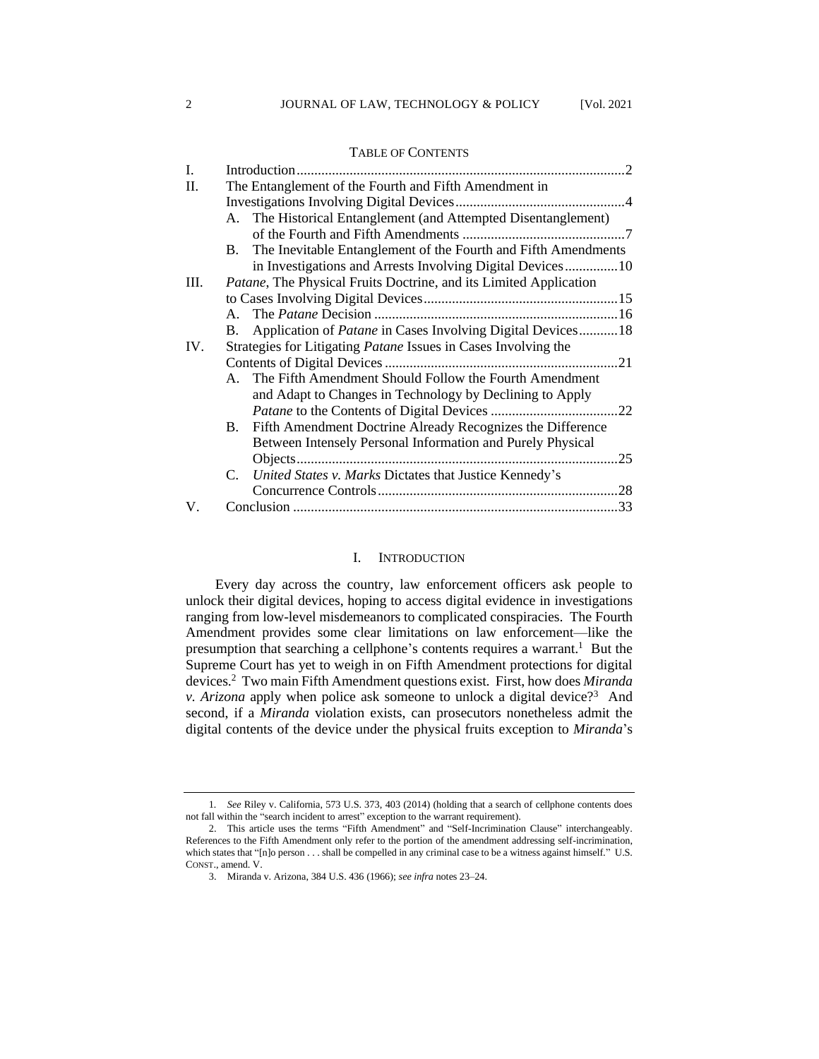TABLE OF CONTENTS

I. Introduction ........ 2

II. The Entanglement of the Fourth and Fifth Amendment in Investigations Involving Digital Devices ........ 4

- A. The Historical Entanglement (and Attempted Disentanglement) of the Fourth and Fifth Amendments ........ 7
- B. The Inevitable Entanglement of the Fourth and Fifth Amendments in Investigations and Arrests Involving Digital Devices ........ 10

III. *Patane*, The Physical Fruits Doctrine, and its Limited Application to Cases Involving Digital Devices ........ 15

- A. The *Patane* Decision ........ 16
- B. Application of *Patane* in Cases Involving Digital Devices ........ 18

IV. Strategies for Litigating *Patane* Issues in Cases Involving the Contents of Digital Devices ........ 21

- A. The Fifth Amendment Should Follow the Fourth Amendment and Adapt to Changes in Technology by Declining to Apply *Patane* to the Contents of Digital Devices ........ 22
- B. Fifth Amendment Doctrine Already Recognizes the Difference Between Intensely Personal Information and Purely Physical Objects ........ 25
- C. *United States v. Marks* Dictates that Justice Kennedy's Concurrence Controls ........ 28

V. Conclusion ........ 33

# I. INTRODUCTION

Every day across the country, law enforcement officers ask people to unlock their digital devices, hoping to access digital evidence in investigations ranging from low-level misdemeanors to complicated conspiracies. The Fourth Amendment provides some clear limitations on law enforcement—like the presumption that searching a cellphone's contents requires a warrant.[1] But the Supreme Court has yet to weigh in on Fifth Amendment protections for digital devices.[2] Two main Fifth Amendment questions exist. First, how does *Miranda v. Arizona* apply when police ask someone to unlock a digital device?[3] And second, if a *Miranda* violation exists, can prosecutors nonetheless admit the digital contents of the device under the physical fruits exception to *Miranda*'s

---

1. *See* Riley v. California, 573 U.S. 373, 403 (2014) (holding that a search of cellphone contents does not fall within the "search incident to arrest" exception to the warrant requirement).

2. This article uses the terms "Fifth Amendment" and "Self-Incrimination Clause" interchangeably. References to the Fifth Amendment only refer to the portion of the amendment addressing self-incrimination, which states that "[n]o person . . . shall be compelled in any criminal case to be a witness against himself." U.S. CONST., amend. V.

3. Miranda v. Arizona, 384 U.S. 436 (1966); *see infra* notes 23–24.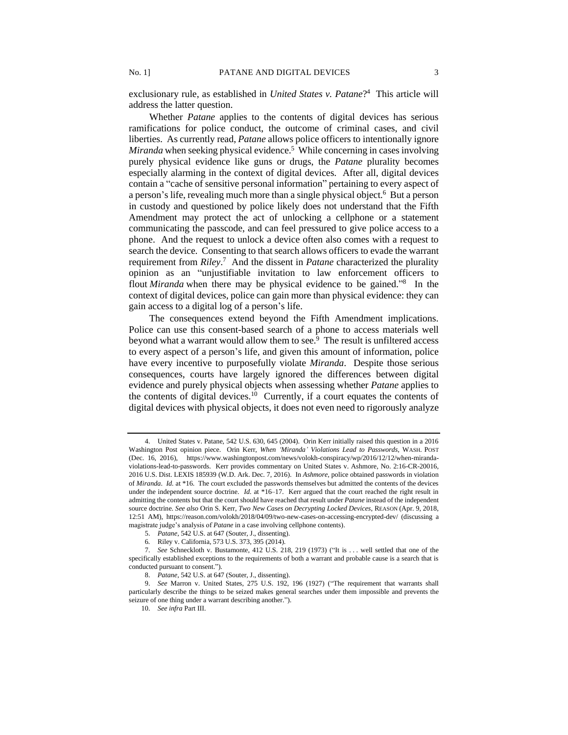exclusionary rule, as established in *United States v. Patane*?[4] This article will address the latter question.

Whether *Patane* applies to the contents of digital devices has serious ramifications for police conduct, the outcome of criminal cases, and civil liberties. As currently read, *Patane* allows police officers to intentionally ignore *Miranda* when seeking physical evidence.[5] While concerning in cases involving purely physical evidence like guns or drugs, the *Patane* plurality becomes especially alarming in the context of digital devices. After all, digital devices contain a "cache of sensitive personal information" pertaining to every aspect of a person's life, revealing much more than a single physical object.[6] But a person in custody and questioned by police likely does not understand that the Fifth Amendment may protect the act of unlocking a cellphone or a statement communicating the passcode, and can feel pressured to give police access to a phone. And the request to unlock a device often also comes with a request to search the device. Consenting to that search allows officers to evade the warrant requirement from *Riley*.[7] And the dissent in *Patane* characterized the plurality opinion as an "unjustifiable invitation to law enforcement officers to flout *Miranda* when there may be physical evidence to be gained."[8] In the context of digital devices, police can gain more than physical evidence: they can gain access to a digital log of a person's life.

The consequences extend beyond the Fifth Amendment implications. Police can use this consent-based search of a phone to access materials well beyond what a warrant would allow them to see.[9] The result is unfiltered access to every aspect of a person's life, and given this amount of information, police have every incentive to purposefully violate *Miranda*. Despite those serious consequences, courts have largely ignored the differences between digital evidence and purely physical objects when assessing whether *Patane* applies to the contents of digital devices.[10] Currently, if a court equates the contents of digital devices with physical objects, it does not even need to rigorously analyze

---

4. United States v. Patane, 542 U.S. 630, 645 (2004). Orin Kerr initially raised this question in a 2016 Washington Post opinion piece. Orin Kerr, *When 'Miranda' Violations Lead to Passwords*, WASH. POST (Dec. 16, 2016), https://www.washingtonpost.com/news/volokh-conspiracy/wp/2016/12/12/when-miranda-violations-lead-to-passwords. Kerr provides commentary on United States v. Ashmore, No. 2:16-CR-20016, 2016 U.S. Dist. LEXIS 185939 (W.D. Ark. Dec. 7, 2016). In *Ashmore*, police obtained passwords in violation of *Miranda*. *Id.* at *16. The court excluded the passwords themselves but admitted the contents of the devices under the independent source doctrine. *Id.* at *16–17. Kerr argued that the court reached the right result in admitting the contents but that the court should have reached that result under *Patane* instead of the independent source doctrine. *See also* Orin S. Kerr, *Two New Cases on Decrypting Locked Devices*, REASON (Apr. 9, 2018, 12:51 AM), https://reason.com/volokh/2018/04/09/two-new-cases-on-accessing-encrypted-dev/ (discussing a magistrate judge's analysis of *Patane* in a case involving cellphone contents).

5. *Patane*, 542 U.S. at 647 (Souter, J., dissenting).

6. Riley v. California, 573 U.S. 373, 395 (2014).

7. *See* Schneckloth v. Bustamonte, 412 U.S. 218, 219 (1973) ("It is . . . well settled that one of the specifically established exceptions to the requirements of both a warrant and probable cause is a search that is conducted pursuant to consent.").

8. *Patane*, 542 U.S. at 647 (Souter, J., dissenting).

9. *See* Marron v. United States, 275 U.S. 192, 196 (1927) ("The requirement that warrants shall particularly describe the things to be seized makes general searches under them impossible and prevents the seizure of one thing under a warrant describing another.").

10. *See infra* Part III.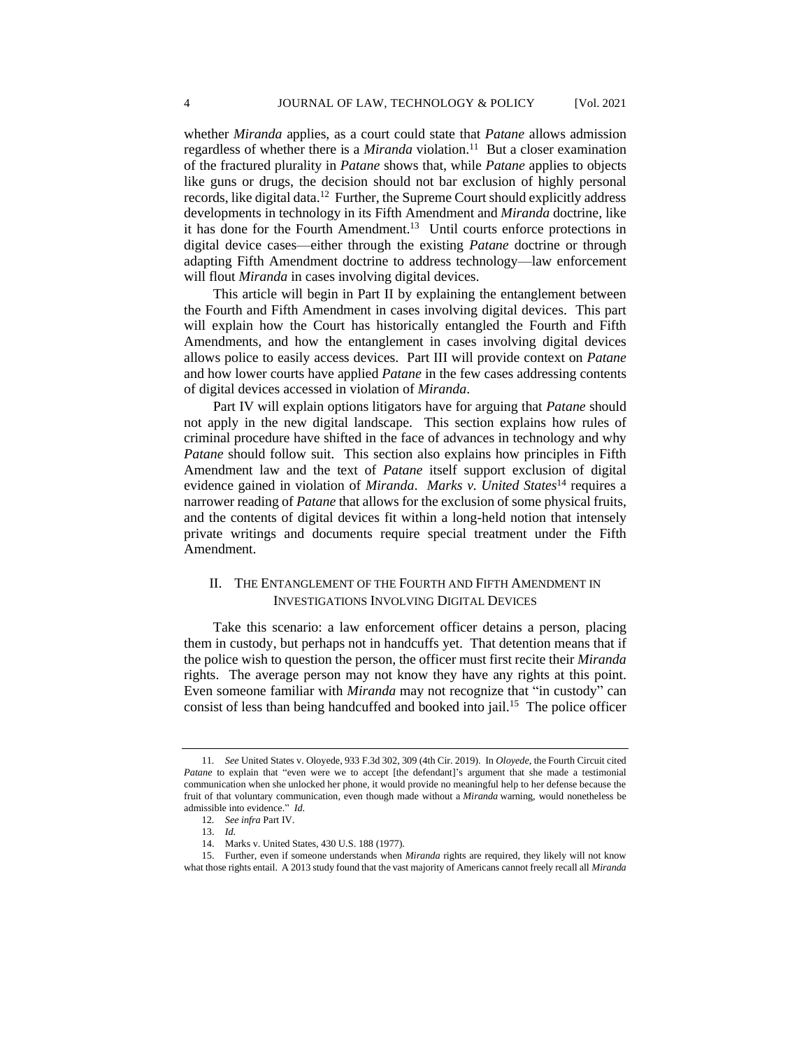whether *Miranda* applies, as a court could state that *Patane* allows admission regardless of whether there is a *Miranda* violation.[11] But a closer examination of the fractured plurality in *Patane* shows that, while *Patane* applies to objects like guns or drugs, the decision should not bar exclusion of highly personal records, like digital data.[12] Further, the Supreme Court should explicitly address developments in technology in its Fifth Amendment and *Miranda* doctrine, like it has done for the Fourth Amendment.[13] Until courts enforce protections in digital device cases—either through the existing *Patane* doctrine or through adapting Fifth Amendment doctrine to address technology—law enforcement will flout *Miranda* in cases involving digital devices.

This article will begin in Part II by explaining the entanglement between the Fourth and Fifth Amendment in cases involving digital devices. This part will explain how the Court has historically entangled the Fourth and Fifth Amendments, and how the entanglement in cases involving digital devices allows police to easily access devices. Part III will provide context on *Patane* and how lower courts have applied *Patane* in the few cases addressing contents of digital devices accessed in violation of *Miranda*.

Part IV will explain options litigators have for arguing that *Patane* should not apply in the new digital landscape. This section explains how rules of criminal procedure have shifted in the face of advances in technology and why *Patane* should follow suit. This section also explains how principles in Fifth Amendment law and the text of *Patane* itself support exclusion of digital evidence gained in violation of *Miranda*. *Marks v. United States*[14] requires a narrower reading of *Patane* that allows for the exclusion of some physical fruits, and the contents of digital devices fit within a long-held notion that intensely private writings and documents require special treatment under the Fifth Amendment.

## II. THE ENTANGLEMENT OF THE FOURTH AND FIFTH AMENDMENT IN INVESTIGATIONS INVOLVING DIGITAL DEVICES

Take this scenario: a law enforcement officer detains a person, placing them in custody, but perhaps not in handcuffs yet. That detention means that if the police wish to question the person, the officer must first recite their *Miranda* rights. The average person may not know they have any rights at this point. Even someone familiar with *Miranda* may not recognize that "in custody" can consist of less than being handcuffed and booked into jail.[15] The police officer

---

11. *See* United States v. Oloyede, 933 F.3d 302, 309 (4th Cir. 2019). In *Oloyede*, the Fourth Circuit cited *Patane* to explain that "even were we to accept [the defendant]'s argument that she made a testimonial communication when she unlocked her phone, it would provide no meaningful help to her defense because the fruit of that voluntary communication, even though made without a *Miranda* warning, would nonetheless be admissible into evidence." *Id.*

12. *See infra* Part IV.

13. *Id.*

14. Marks v. United States, 430 U.S. 188 (1977).

15. Further, even if someone understands when *Miranda* rights are required, they likely will not know what those rights entail. A 2013 study found that the vast majority of Americans cannot freely recall all *Miranda*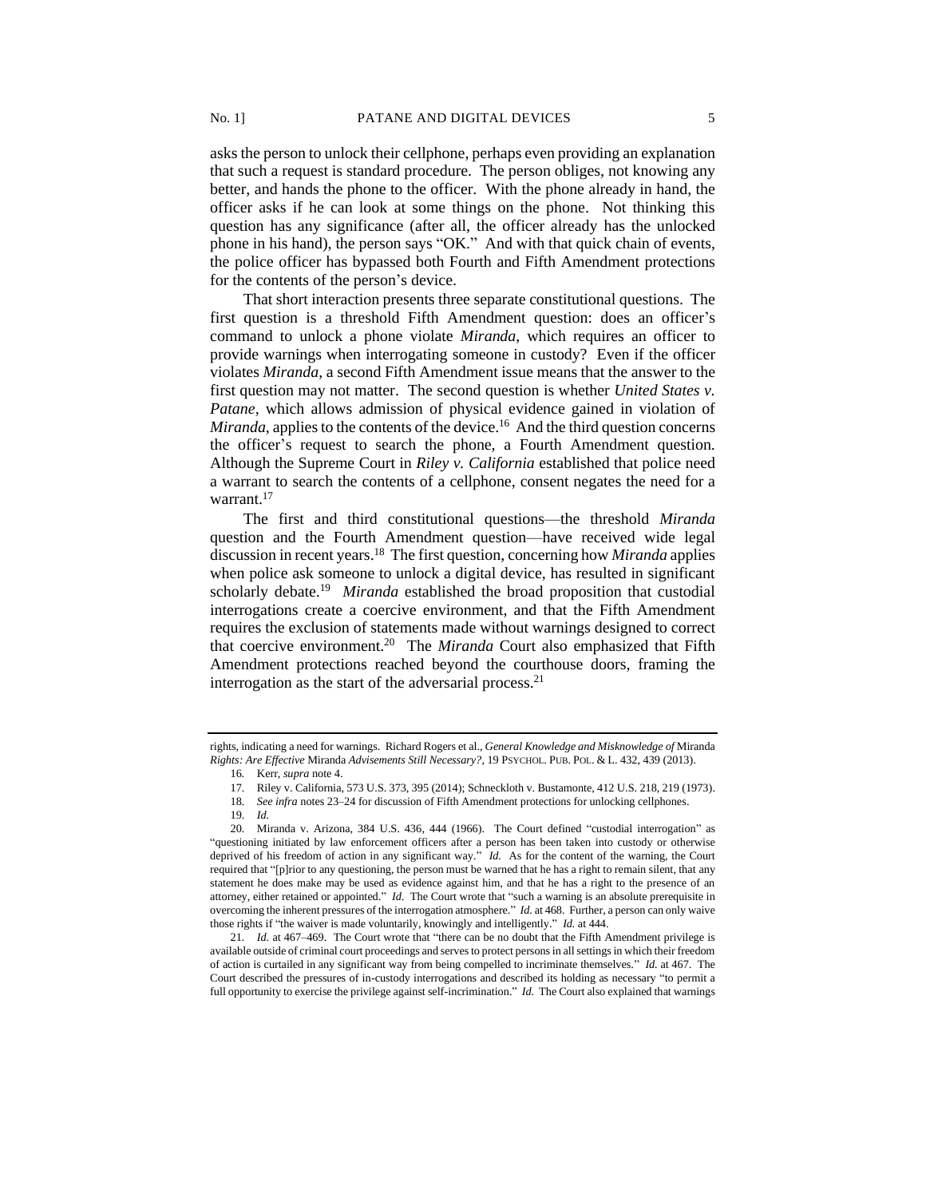asks the person to unlock their cellphone, perhaps even providing an explanation that such a request is standard procedure. The person obliges, not knowing any better, and hands the phone to the officer. With the phone already in hand, the officer asks if he can look at some things on the phone. Not thinking this question has any significance (after all, the officer already has the unlocked phone in his hand), the person says "OK." And with that quick chain of events, the police officer has bypassed both Fourth and Fifth Amendment protections for the contents of the person's device.

That short interaction presents three separate constitutional questions. The first question is a threshold Fifth Amendment question: does an officer's command to unlock a phone violate *Miranda*, which requires an officer to provide warnings when interrogating someone in custody? Even if the officer violates *Miranda*, a second Fifth Amendment issue means that the answer to the first question may not matter. The second question is whether *United States v. Patane*, which allows admission of physical evidence gained in violation of *Miranda*, applies to the contents of the device.[16] And the third question concerns the officer's request to search the phone, a Fourth Amendment question. Although the Supreme Court in *Riley v. California* established that police need a warrant to search the contents of a cellphone, consent negates the need for a warrant.[17]

The first and third constitutional questions—the threshold *Miranda* question and the Fourth Amendment question—have received wide legal discussion in recent years.[18] The first question, concerning how *Miranda* applies when police ask someone to unlock a digital device, has resulted in significant scholarly debate.[19] *Miranda* established the broad proposition that custodial interrogations create a coercive environment, and that the Fifth Amendment requires the exclusion of statements made without warnings designed to correct that coercive environment.[20] The *Miranda* Court also emphasized that Fifth Amendment protections reached beyond the courthouse doors, framing the interrogation as the start of the adversarial process.[21]

---

rights, indicating a need for warnings. Richard Rogers et al., *General Knowledge and Misknowledge of* Miranda *Rights: Are Effective* Miranda *Advisements Still Necessary?*, 19 PSYCHOL. PUB. POL. & L. 432, 439 (2013).

16. Kerr, *supra* note 4.

17. Riley v. California, 573 U.S. 373, 395 (2014); Schneckloth v. Bustamonte, 412 U.S. 218, 219 (1973).

18. *See infra* notes 23–24 for discussion of Fifth Amendment protections for unlocking cellphones.

19. *Id.*

20. Miranda v. Arizona, 384 U.S. 436, 444 (1966). The Court defined "custodial interrogation" as "questioning initiated by law enforcement officers after a person has been taken into custody or otherwise deprived of his freedom of action in any significant way." *Id.* As for the content of the warning, the Court required that "[p]rior to any questioning, the person must be warned that he has a right to remain silent, that any statement he does make may be used as evidence against him, and that he has a right to the presence of an attorney, either retained or appointed." *Id.* The Court wrote that "such a warning is an absolute prerequisite in overcoming the inherent pressures of the interrogation atmosphere." *Id.* at 468. Further, a person can only waive those rights if "the waiver is made voluntarily, knowingly and intelligently." *Id.* at 444.

21. *Id.* at 467–469. The Court wrote that "there can be no doubt that the Fifth Amendment privilege is available outside of criminal court proceedings and serves to protect persons in all settings in which their freedom of action is curtailed in any significant way from being compelled to incriminate themselves." *Id.* at 467. The Court described the pressures of in-custody interrogations and described its holding as necessary "to permit a full opportunity to exercise the privilege against self-incrimination." *Id.* The Court also explained that warnings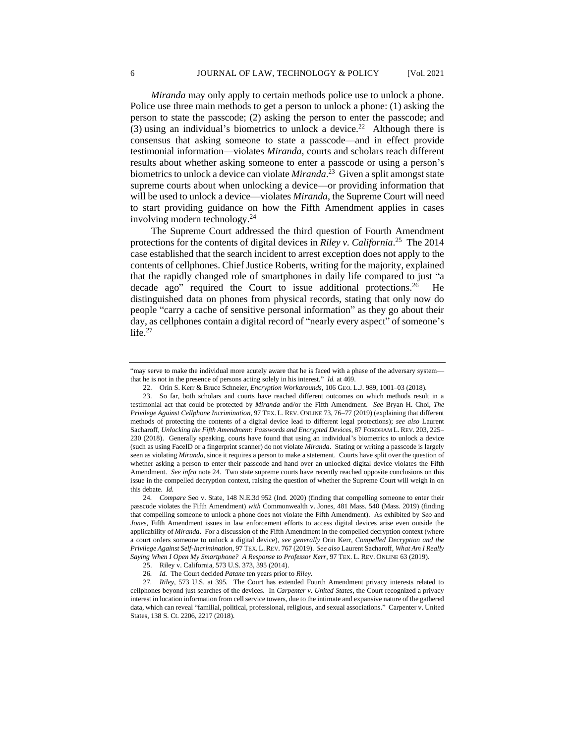*Miranda* may only apply to certain methods police use to unlock a phone. Police use three main methods to get a person to unlock a phone: (1) asking the person to state the passcode; (2) asking the person to enter the passcode; and (3) using an individual's biometrics to unlock a device.[22] Although there is consensus that asking someone to state a passcode—and in effect provide testimonial information—violates *Miranda*, courts and scholars reach different results about whether asking someone to enter a passcode or using a person's biometrics to unlock a device can violate *Miranda*.[23] Given a split amongst state supreme courts about when unlocking a device—or providing information that will be used to unlock a device—violates *Miranda*, the Supreme Court will need to start providing guidance on how the Fifth Amendment applies in cases involving modern technology.[24]

The Supreme Court addressed the third question of Fourth Amendment protections for the contents of digital devices in *Riley v. California*.[25] The 2014 case established that the search incident to arrest exception does not apply to the contents of cellphones. Chief Justice Roberts, writing for the majority, explained that the rapidly changed role of smartphones in daily life compared to just "a decade ago" required the Court to issue additional protections.[26] He distinguished data on phones from physical records, stating that only now do people "carry a cache of sensitive personal information" as they go about their day, as cellphones contain a digital record of "nearly every aspect" of someone's life.[27]

---

"may serve to make the individual more acutely aware that he is faced with a phase of the adversary system—that he is not in the presence of persons acting solely in his interest." *Id.* at 469.

22. Orin S. Kerr & Bruce Schneier, *Encryption Workarounds*, 106 GEO. L.J. 989, 1001–03 (2018).

23. So far, both scholars and courts have reached different outcomes on which methods result in a testimonial act that could be protected by *Miranda* and/or the Fifth Amendment. *See* Bryan H. Choi, *The Privilege Against Cellphone Incrimination*, 97 TEX. L. REV. ONLINE 73, 76–77 (2019) (explaining that different methods of protecting the contents of a digital device lead to different legal protections); *see also* Laurent Sacharoff, *Unlocking the Fifth Amendment: Passwords and Encrypted Devices*, 87 FORDHAM L. REV. 203, 225–230 (2018). Generally speaking, courts have found that using an individual's biometrics to unlock a device (such as using FaceID or a fingerprint scanner) do not violate *Miranda*. Stating or writing a passcode is largely seen as violating *Miranda*, since it requires a person to make a statement. Courts have split over the question of whether asking a person to enter their passcode and hand over an unlocked digital device violates the Fifth Amendment. *See infra* note 24. Two state supreme courts have recently reached opposite conclusions on this issue in the compelled decryption context, raising the question of whether the Supreme Court will weigh in on this debate. *Id.*

24. *Compare* Seo v. State, 148 N.E.3d 952 (Ind. 2020) (finding that compelling someone to enter their passcode violates the Fifth Amendment) *with* Commonwealth v. Jones, 481 Mass. 540 (Mass. 2019) (finding that compelling someone to unlock a phone does not violate the Fifth Amendment). As exhibited by *Seo* and *Jones*, Fifth Amendment issues in law enforcement efforts to access digital devices arise even outside the applicability of *Miranda*. For a discussion of the Fifth Amendment in the compelled decryption context (where a court orders someone to unlock a digital device), *see generally* Orin Kerr, *Compelled Decryption and the Privilege Against Self-Incrimination*, 97 TEX. L. REV. 767 (2019). *See also* Laurent Sacharoff, *What Am I Really Saying When I Open My Smartphone? A Response to Professor Kerr*, 97 TEX. L. REV. ONLINE 63 (2019).

25. Riley v. California, 573 U.S. 373, 395 (2014).

26. *Id.* The Court decided *Patane* ten years prior to *Riley*.

27. *Riley*, 573 U.S. at 395. The Court has extended Fourth Amendment privacy interests related to cellphones beyond just searches of the devices. In *Carpenter v. United States*, the Court recognized a privacy interest in location information from cell service towers, due to the intimate and expansive nature of the gathered data, which can reveal "familial, political, professional, religious, and sexual associations." Carpenter v. United States, 138 S. Ct. 2206, 2217 (2018).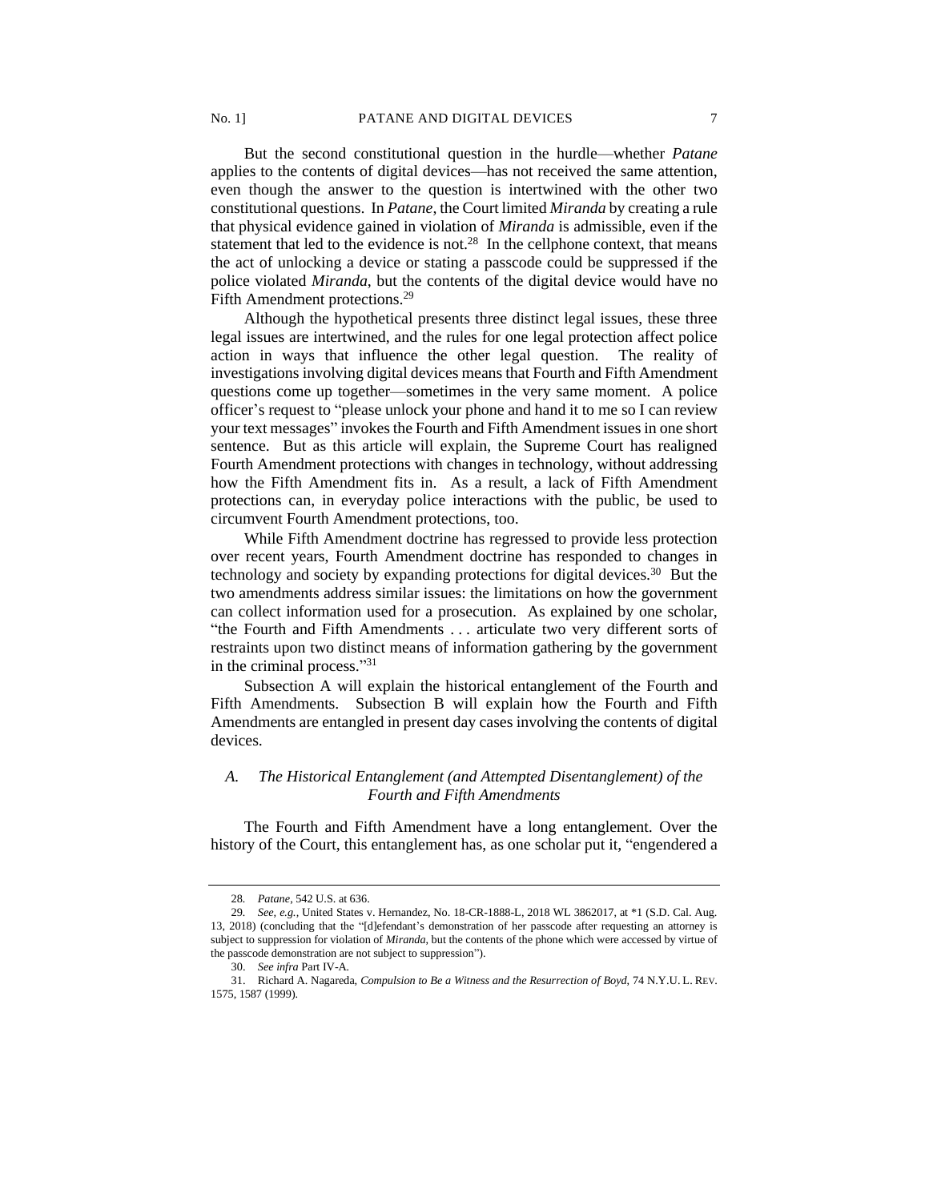But the second constitutional question in the hurdle—whether *Patane* applies to the contents of digital devices—has not received the same attention, even though the answer to the question is intertwined with the other two constitutional questions. In *Patane*, the Court limited *Miranda* by creating a rule that physical evidence gained in violation of *Miranda* is admissible, even if the statement that led to the evidence is not.[28] In the cellphone context, that means the act of unlocking a device or stating a passcode could be suppressed if the police violated *Miranda*, but the contents of the digital device would have no Fifth Amendment protections.[29]

Although the hypothetical presents three distinct legal issues, these three legal issues are intertwined, and the rules for one legal protection affect police action in ways that influence the other legal question. The reality of investigations involving digital devices means that Fourth and Fifth Amendment questions come up together—sometimes in the very same moment. A police officer's request to "please unlock your phone and hand it to me so I can review your text messages" invokes the Fourth and Fifth Amendment issues in one short sentence. But as this article will explain, the Supreme Court has realigned Fourth Amendment protections with changes in technology, without addressing how the Fifth Amendment fits in. As a result, a lack of Fifth Amendment protections can, in everyday police interactions with the public, be used to circumvent Fourth Amendment protections, too.

While Fifth Amendment doctrine has regressed to provide less protection over recent years, Fourth Amendment doctrine has responded to changes in technology and society by expanding protections for digital devices.[30] But the two amendments address similar issues: the limitations on how the government can collect information used for a prosecution. As explained by one scholar, "the Fourth and Fifth Amendments . . . articulate two very different sorts of restraints upon two distinct means of information gathering by the government in the criminal process."[31]

Subsection A will explain the historical entanglement of the Fourth and Fifth Amendments. Subsection B will explain how the Fourth and Fifth Amendments are entangled in present day cases involving the contents of digital devices.

### *A. The Historical Entanglement (and Attempted Disentanglement) of the Fourth and Fifth Amendments*

The Fourth and Fifth Amendment have a long entanglement. Over the history of the Court, this entanglement has, as one scholar put it, "engendered a

---

28. *Patane*, 542 U.S. at 636.

29. *See, e.g.*, United States v. Hernandez, No. 18-CR-1888-L, 2018 WL 3862017, at *1 (S.D. Cal. Aug. 13, 2018) (concluding that the "[d]efendant's demonstration of her passcode after requesting an attorney is subject to suppression for violation of *Miranda*, but the contents of the phone which were accessed by virtue of the passcode demonstration are not subject to suppression").

30. *See infra* Part IV-A.

31. Richard A. Nagareda, *Compulsion to Be a Witness and the Resurrection of Boyd*, 74 N.Y.U. L. REV. 1575, 1587 (1999).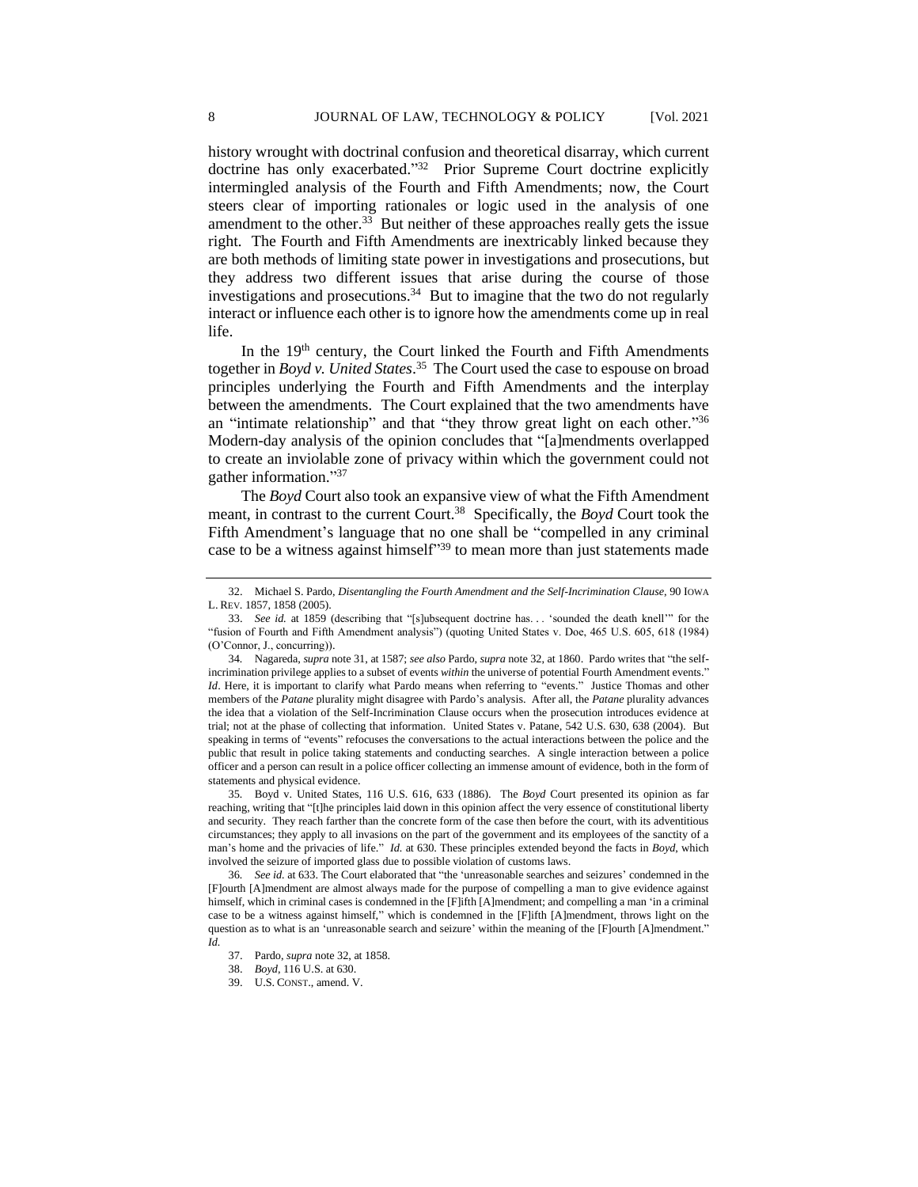history wrought with doctrinal confusion and theoretical disarray, which current doctrine has only exacerbated."[32] Prior Supreme Court doctrine explicitly intermingled analysis of the Fourth and Fifth Amendments; now, the Court steers clear of importing rationales or logic used in the analysis of one amendment to the other.[33] But neither of these approaches really gets the issue right. The Fourth and Fifth Amendments are inextricably linked because they are both methods of limiting state power in investigations and prosecutions, but they address two different issues that arise during the course of those investigations and prosecutions.[34] But to imagine that the two do not regularly interact or influence each other is to ignore how the amendments come up in real life.

In the 19th century, the Court linked the Fourth and Fifth Amendments together in *Boyd v. United States*.[35] The Court used the case to espouse on broad principles underlying the Fourth and Fifth Amendments and the interplay between the amendments. The Court explained that the two amendments have an "intimate relationship" and that "they throw great light on each other."[36] Modern-day analysis of the opinion concludes that "[a]mendments overlapped to create an inviolable zone of privacy within which the government could not gather information."[37]

The *Boyd* Court also took an expansive view of what the Fifth Amendment meant, in contrast to the current Court.[38] Specifically, the *Boyd* Court took the Fifth Amendment's language that no one shall be "compelled in any criminal case to be a witness against himself"[39] to mean more than just statements made

---

32. Michael S. Pardo, *Disentangling the Fourth Amendment and the Self-Incrimination Clause*, 90 IOWA L. REV. 1857, 1858 (2005).

33. *See id.* at 1859 (describing that "[s]ubsequent doctrine has. . . 'sounded the death knell'" for the "fusion of Fourth and Fifth Amendment analysis") (quoting United States v. Doe, 465 U.S. 605, 618 (1984) (O'Connor, J., concurring)).

34. Nagareda, *supra* note 31, at 1587; *see also* Pardo, *supra* note 32, at 1860. Pardo writes that "the self-incrimination privilege applies to a subset of events *within* the universe of potential Fourth Amendment events." *Id*. Here, it is important to clarify what Pardo means when referring to "events." Justice Thomas and other members of the *Patane* plurality might disagree with Pardo's analysis. After all, the *Patane* plurality advances the idea that a violation of the Self-Incrimination Clause occurs when the prosecution introduces evidence at trial; not at the phase of collecting that information. United States v. Patane, 542 U.S. 630, 638 (2004). But speaking in terms of "events" refocuses the conversations to the actual interactions between the police and the public that result in police taking statements and conducting searches. A single interaction between a police officer and a person can result in a police officer collecting an immense amount of evidence, both in the form of statements and physical evidence.

35. Boyd v. United States, 116 U.S. 616, 633 (1886). The *Boyd* Court presented its opinion as far reaching, writing that "[t]he principles laid down in this opinion affect the very essence of constitutional liberty and security. They reach farther than the concrete form of the case then before the court, with its adventitious circumstances; they apply to all invasions on the part of the government and its employees of the sanctity of a man's home and the privacies of life." *Id.* at 630. These principles extended beyond the facts in *Boyd*, which involved the seizure of imported glass due to possible violation of customs laws.

36. *See id.* at 633. The Court elaborated that "the 'unreasonable searches and seizures' condemned in the [F]ourth [A]mendment are almost always made for the purpose of compelling a man to give evidence against himself, which in criminal cases is condemned in the [F]ifth [A]mendment; and compelling a man 'in a criminal case to be a witness against himself," which is condemned in the [F]ifth [A]mendment, throws light on the question as to what is an 'unreasonable search and seizure' within the meaning of the [F]ourth [A]mendment." *Id.*

37. Pardo, *supra* note 32, at 1858.

38. *Boyd*, 116 U.S. at 630.

39. U.S. CONST., amend. V.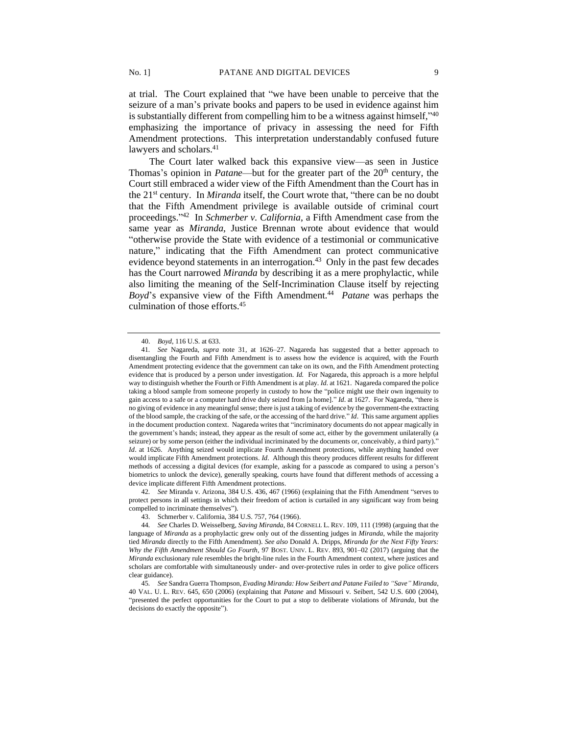at trial. The Court explained that "we have been unable to perceive that the seizure of a man's private books and papers to be used in evidence against him is substantially different from compelling him to be a witness against himself,"[40] emphasizing the importance of privacy in assessing the need for Fifth Amendment protections. This interpretation understandably confused future lawyers and scholars.[41]

The Court later walked back this expansive view—as seen in Justice Thomas's opinion in *Patane*—but for the greater part of the 20th century, the Court still embraced a wider view of the Fifth Amendment than the Court has in the 21st century. In *Miranda* itself, the Court wrote that, "there can be no doubt that the Fifth Amendment privilege is available outside of criminal court proceedings."[42] In *Schmerber v. California*, a Fifth Amendment case from the same year as *Miranda*, Justice Brennan wrote about evidence that would "otherwise provide the State with evidence of a testimonial or communicative nature," indicating that the Fifth Amendment can protect communicative evidence beyond statements in an interrogation.[43] Only in the past few decades has the Court narrowed *Miranda* by describing it as a mere prophylactic, while also limiting the meaning of the Self-Incrimination Clause itself by rejecting *Boyd*'s expansive view of the Fifth Amendment.[44] *Patane* was perhaps the culmination of those efforts.[45]

---

40. *Boyd*, 116 U.S. at 633.

41. *See* Nagareda, *supra* note 31, at 1626–27. Nagareda has suggested that a better approach to disentangling the Fourth and Fifth Amendment is to assess how the evidence is acquired, with the Fourth Amendment protecting evidence that the government can take on its own, and the Fifth Amendment protecting evidence that is produced by a person under investigation. *Id.* For Nagareda, this approach is a more helpful way to distinguish whether the Fourth or Fifth Amendment is at play. *Id*. at 1621. Nagareda compared the police taking a blood sample from someone properly in custody to how the "police might use their own ingenuity to gain access to a safe or a computer hard drive duly seized from [a home]." *Id*. at 1627. For Nagareda, "there is no giving of evidence in any meaningful sense; there is just a taking of evidence by the government-the extracting of the blood sample, the cracking of the safe, or the accessing of the hard drive." *Id*. This same argument applies in the document production context. Nagareda writes that "incriminatory documents do not appear magically in the government's hands; instead, they appear as the result of some act, either by the government unilaterally (a seizure) or by some person (either the individual incriminated by the documents or, conceivably, a third party)." *Id*. at 1626. Anything seized would implicate Fourth Amendment protections, while anything handed over would implicate Fifth Amendment protections. *Id*. Although this theory produces different results for different methods of accessing a digital devices (for example, asking for a passcode as compared to using a person's biometrics to unlock the device), generally speaking, courts have found that different methods of accessing a device implicate different Fifth Amendment protections.

42. *See* Miranda v. Arizona, 384 U.S. 436, 467 (1966) (explaining that the Fifth Amendment "serves to protect persons in all settings in which their freedom of action is curtailed in any significant way from being compelled to incriminate themselves").

43. Schmerber v. California, 384 U.S. 757, 764 (1966).

44. *See* Charles D. Weisselberg, *Saving Miranda*, 84 CORNELL L. REV. 109, 111 (1998) (arguing that the language of *Miranda* as a prophylactic grew only out of the dissenting judges in *Miranda*, while the majority tied *Miranda* directly to the Fifth Amendment). *See also* Donald A. Dripps, *Miranda for the Next Fifty Years: Why the Fifth Amendment Should Go Fourth*, 97 BOST. UNIV. L. REV. 893, 901–02 (2017) (arguing that the *Miranda* exclusionary rule resembles the bright-line rules in the Fourth Amendment context, where justices and scholars are comfortable with simultaneously under- and over-protective rules in order to give police officers clear guidance).

45. *See* Sandra Guerra Thompson, *Evading Miranda: How Seibert and Patane Failed to "Save" Miranda*, 40 VAL. U. L. REV. 645, 650 (2006) (explaining that *Patane* and Missouri v. Seibert, 542 U.S. 600 (2004), "presented the perfect opportunities for the Court to put a stop to deliberate violations of *Miranda*, but the decisions do exactly the opposite").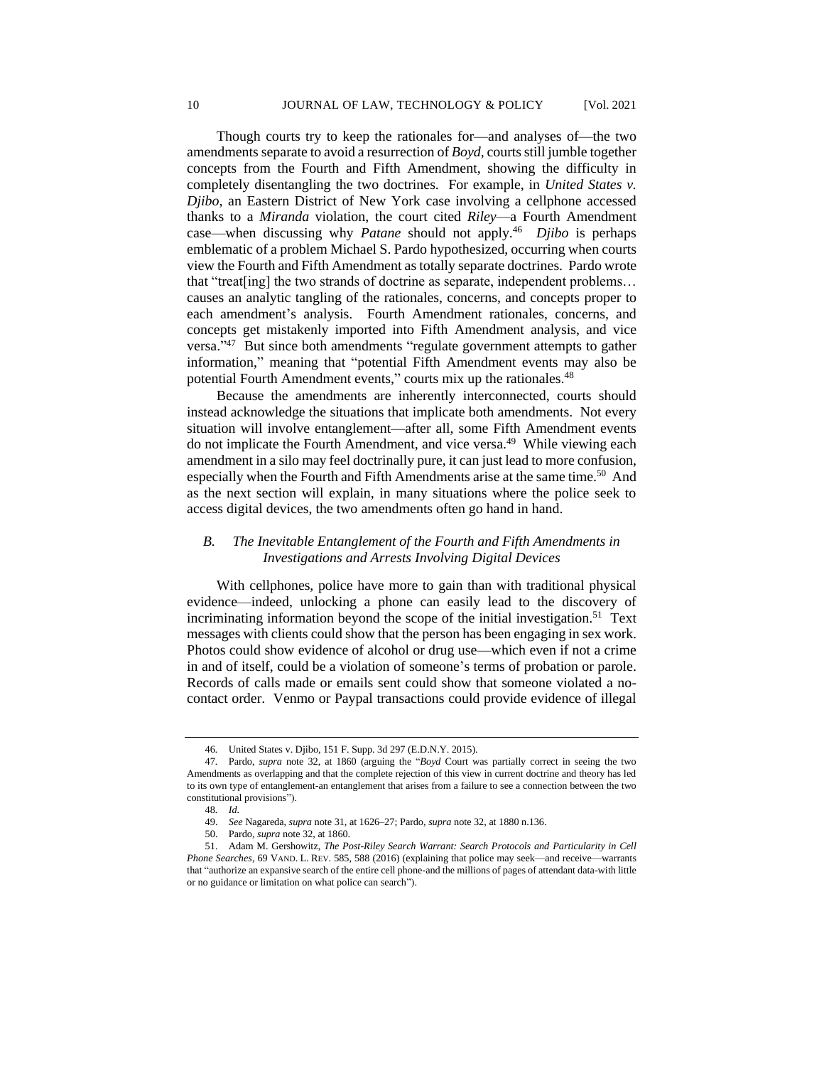Though courts try to keep the rationales for—and analyses of—the two amendments separate to avoid a resurrection of *Boyd*, courts still jumble together concepts from the Fourth and Fifth Amendment, showing the difficulty in completely disentangling the two doctrines. For example, in *United States v. Djibo*, an Eastern District of New York case involving a cellphone accessed thanks to a *Miranda* violation, the court cited *Riley*—a Fourth Amendment case—when discussing why *Patane* should not apply.[46] *Djibo* is perhaps emblematic of a problem Michael S. Pardo hypothesized, occurring when courts view the Fourth and Fifth Amendment as totally separate doctrines. Pardo wrote that "treat[ing] the two strands of doctrine as separate, independent problems… causes an analytic tangling of the rationales, concerns, and concepts proper to each amendment's analysis. Fourth Amendment rationales, concerns, and concepts get mistakenly imported into Fifth Amendment analysis, and vice versa."[47] But since both amendments "regulate government attempts to gather information," meaning that "potential Fifth Amendment events may also be potential Fourth Amendment events," courts mix up the rationales.[48]

Because the amendments are inherently interconnected, courts should instead acknowledge the situations that implicate both amendments. Not every situation will involve entanglement—after all, some Fifth Amendment events do not implicate the Fourth Amendment, and vice versa.[49] While viewing each amendment in a silo may feel doctrinally pure, it can just lead to more confusion, especially when the Fourth and Fifth Amendments arise at the same time.[50] And as the next section will explain, in many situations where the police seek to access digital devices, the two amendments often go hand in hand.

### *B. The Inevitable Entanglement of the Fourth and Fifth Amendments in Investigations and Arrests Involving Digital Devices*

With cellphones, police have more to gain than with traditional physical evidence—indeed, unlocking a phone can easily lead to the discovery of incriminating information beyond the scope of the initial investigation.[51] Text messages with clients could show that the person has been engaging in sex work. Photos could show evidence of alcohol or drug use—which even if not a crime in and of itself, could be a violation of someone's terms of probation or parole. Records of calls made or emails sent could show that someone violated a no-contact order. Venmo or Paypal transactions could provide evidence of illegal

---

46. United States v. Djibo, 151 F. Supp. 3d 297 (E.D.N.Y. 2015).

47. Pardo, *supra* note 32, at 1860 (arguing the "*Boyd* Court was partially correct in seeing the two Amendments as overlapping and that the complete rejection of this view in current doctrine and theory has led to its own type of entanglement-an entanglement that arises from a failure to see a connection between the two constitutional provisions").

48. *Id.*

49. *See* Nagareda, *supra* note 31, at 1626–27; Pardo, *supra* note 32, at 1880 n.136.

50. Pardo, *supra* note 32, at 1860.

51. Adam M. Gershowitz, *The Post-Riley Search Warrant: Search Protocols and Particularity in Cell Phone Searches*, 69 VAND. L. REV. 585, 588 (2016) (explaining that police may seek—and receive—warrants that "authorize an expansive search of the entire cell phone-and the millions of pages of attendant data-with little or no guidance or limitation on what police can search").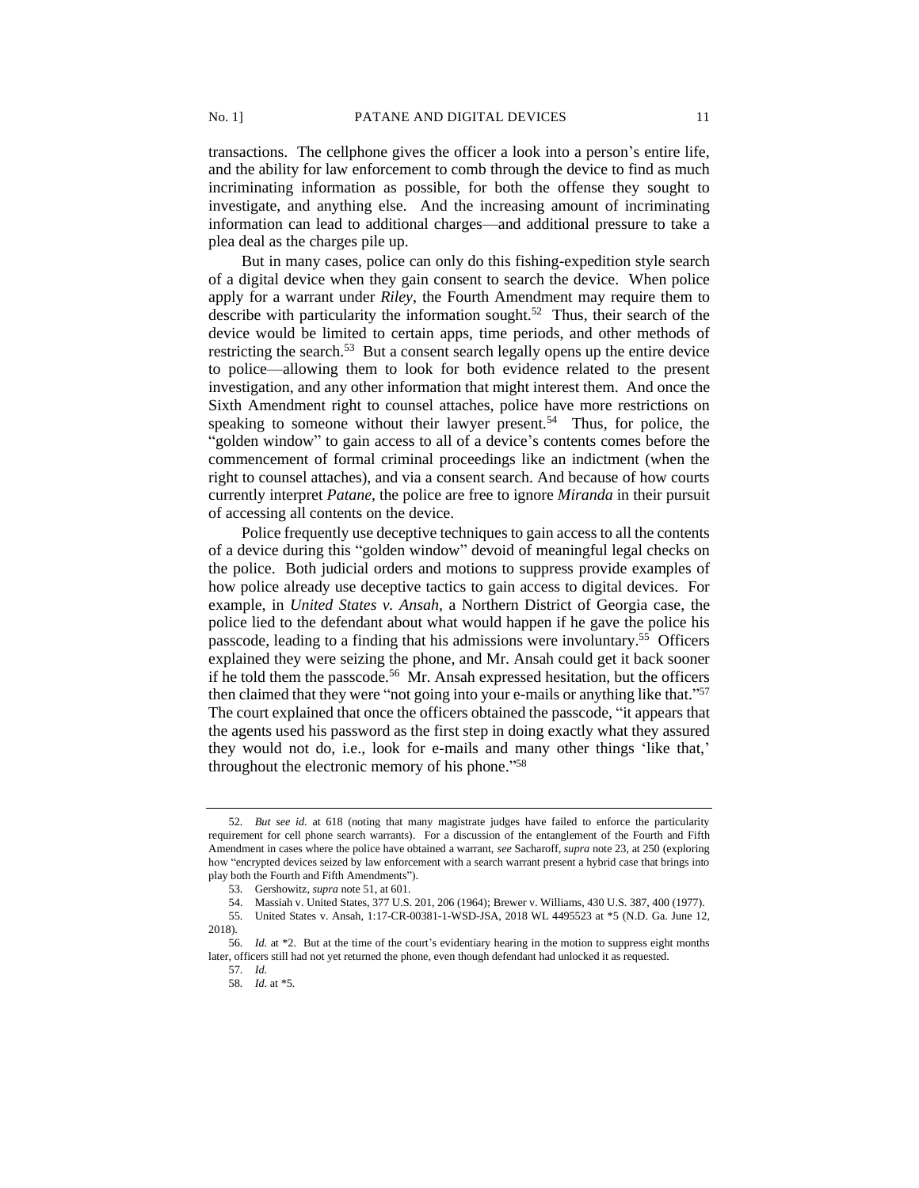transactions. The cellphone gives the officer a look into a person's entire life, and the ability for law enforcement to comb through the device to find as much incriminating information as possible, for both the offense they sought to investigate, and anything else. And the increasing amount of incriminating information can lead to additional charges—and additional pressure to take a plea deal as the charges pile up.

But in many cases, police can only do this fishing-expedition style search of a digital device when they gain consent to search the device. When police apply for a warrant under *Riley*, the Fourth Amendment may require them to describe with particularity the information sought.[52] Thus, their search of the device would be limited to certain apps, time periods, and other methods of restricting the search.[53] But a consent search legally opens up the entire device to police—allowing them to look for both evidence related to the present investigation, and any other information that might interest them. And once the Sixth Amendment right to counsel attaches, police have more restrictions on speaking to someone without their lawyer present.[54] Thus, for police, the "golden window" to gain access to all of a device's contents comes before the commencement of formal criminal proceedings like an indictment (when the right to counsel attaches), and via a consent search. And because of how courts currently interpret *Patane*, the police are free to ignore *Miranda* in their pursuit of accessing all contents on the device.

Police frequently use deceptive techniques to gain access to all the contents of a device during this "golden window" devoid of meaningful legal checks on the police. Both judicial orders and motions to suppress provide examples of how police already use deceptive tactics to gain access to digital devices. For example, in *United States v. Ansah*, a Northern District of Georgia case, the police lied to the defendant about what would happen if he gave the police his passcode, leading to a finding that his admissions were involuntary.[55] Officers explained they were seizing the phone, and Mr. Ansah could get it back sooner if he told them the passcode.[56] Mr. Ansah expressed hesitation, but the officers then claimed that they were "not going into your e-mails or anything like that."[57] The court explained that once the officers obtained the passcode, "it appears that the agents used his password as the first step in doing exactly what they assured they would not do, i.e., look for e-mails and many other things 'like that,' throughout the electronic memory of his phone."[58]

---

52. *But see id.* at 618 (noting that many magistrate judges have failed to enforce the particularity requirement for cell phone search warrants). For a discussion of the entanglement of the Fourth and Fifth Amendment in cases where the police have obtained a warrant, *see* Sacharoff, *supra* note 23, at 250 (exploring how "encrypted devices seized by law enforcement with a search warrant present a hybrid case that brings into play both the Fourth and Fifth Amendments").

53. Gershowitz, *supra* note 51, at 601.

54. Massiah v. United States, 377 U.S. 201, 206 (1964); Brewer v. Williams, 430 U.S. 387, 400 (1977).

55. United States v. Ansah, 1:17-CR-00381-1-WSD-JSA, 2018 WL 4495523 at \*5 (N.D. Ga. June 12, 2018).

56. *Id.* at \*2. But at the time of the court's evidentiary hearing in the motion to suppress eight months later, officers still had not yet returned the phone, even though defendant had unlocked it as requested.

57. *Id.*

58. *Id.* at \*5.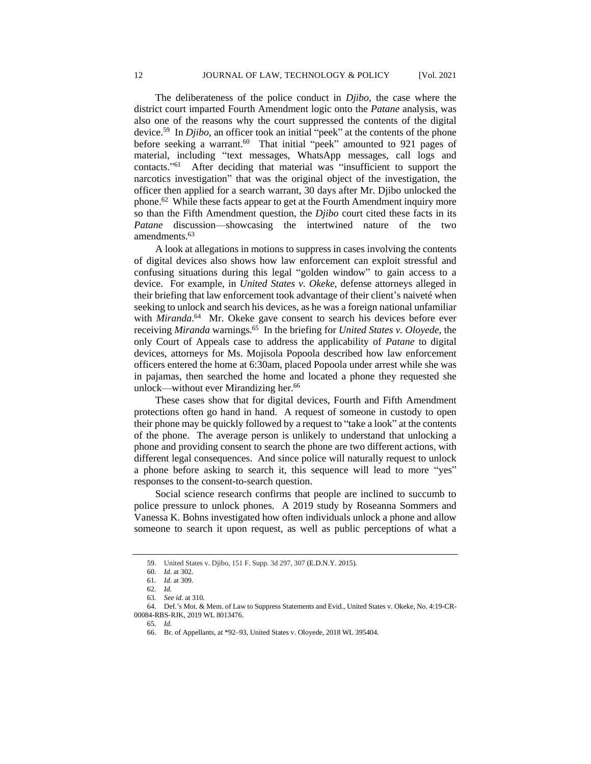The deliberateness of the police conduct in *Djibo*, the case where the district court imparted Fourth Amendment logic onto the *Patane* analysis, was also one of the reasons why the court suppressed the contents of the digital device.[59] In *Djibo*, an officer took an initial "peek" at the contents of the phone before seeking a warrant.[60] That initial "peek" amounted to 921 pages of material, including "text messages, WhatsApp messages, call logs and contacts."[61] After deciding that material was "insufficient to support the narcotics investigation" that was the original object of the investigation, the officer then applied for a search warrant, 30 days after Mr. Djibo unlocked the phone.[62] While these facts appear to get at the Fourth Amendment inquiry more so than the Fifth Amendment question, the *Djibo* court cited these facts in its *Patane* discussion—showcasing the intertwined nature of the two amendments.[63]

A look at allegations in motions to suppress in cases involving the contents of digital devices also shows how law enforcement can exploit stressful and confusing situations during this legal "golden window" to gain access to a device. For example, in *United States v. Okeke*, defense attorneys alleged in their briefing that law enforcement took advantage of their client's naiveté when seeking to unlock and search his devices, as he was a foreign national unfamiliar with *Miranda*.[64] Mr. Okeke gave consent to search his devices before ever receiving *Miranda* warnings.[65] In the briefing for *United States v. Oloyede*, the only Court of Appeals case to address the applicability of *Patane* to digital devices, attorneys for Ms. Mojisola Popoola described how law enforcement officers entered the home at 6:30am, placed Popoola under arrest while she was in pajamas, then searched the home and located a phone they requested she unlock—without ever Mirandizing her.[66]

These cases show that for digital devices, Fourth and Fifth Amendment protections often go hand in hand. A request of someone in custody to open their phone may be quickly followed by a request to "take a look" at the contents of the phone. The average person is unlikely to understand that unlocking a phone and providing consent to search the phone are two different actions, with different legal consequences. And since police will naturally request to unlock a phone before asking to search it, this sequence will lead to more "yes" responses to the consent-to-search question.

Social science research confirms that people are inclined to succumb to police pressure to unlock phones. A 2019 study by Roseanna Sommers and Vanessa K. Bohns investigated how often individuals unlock a phone and allow someone to search it upon request, as well as public perceptions of what a

---

59. United States v. Djibo, 151 F. Supp. 3d 297, 307 (E.D.N.Y. 2015).

60. *Id*. at 302.

61. *Id*. at 309.

62. *Id.*

63. *See id*. at 310.

64. Def.'s Mot. & Mem. of Law to Suppress Statements and Evid., United States v. Okeke, No. 4:19-CR-00084-RBS-RJK, 2019 WL 8013476.

65. *Id*.

66. Br. of Appellants, at *92–93, United States v. Oloyede, 2018 WL 395404.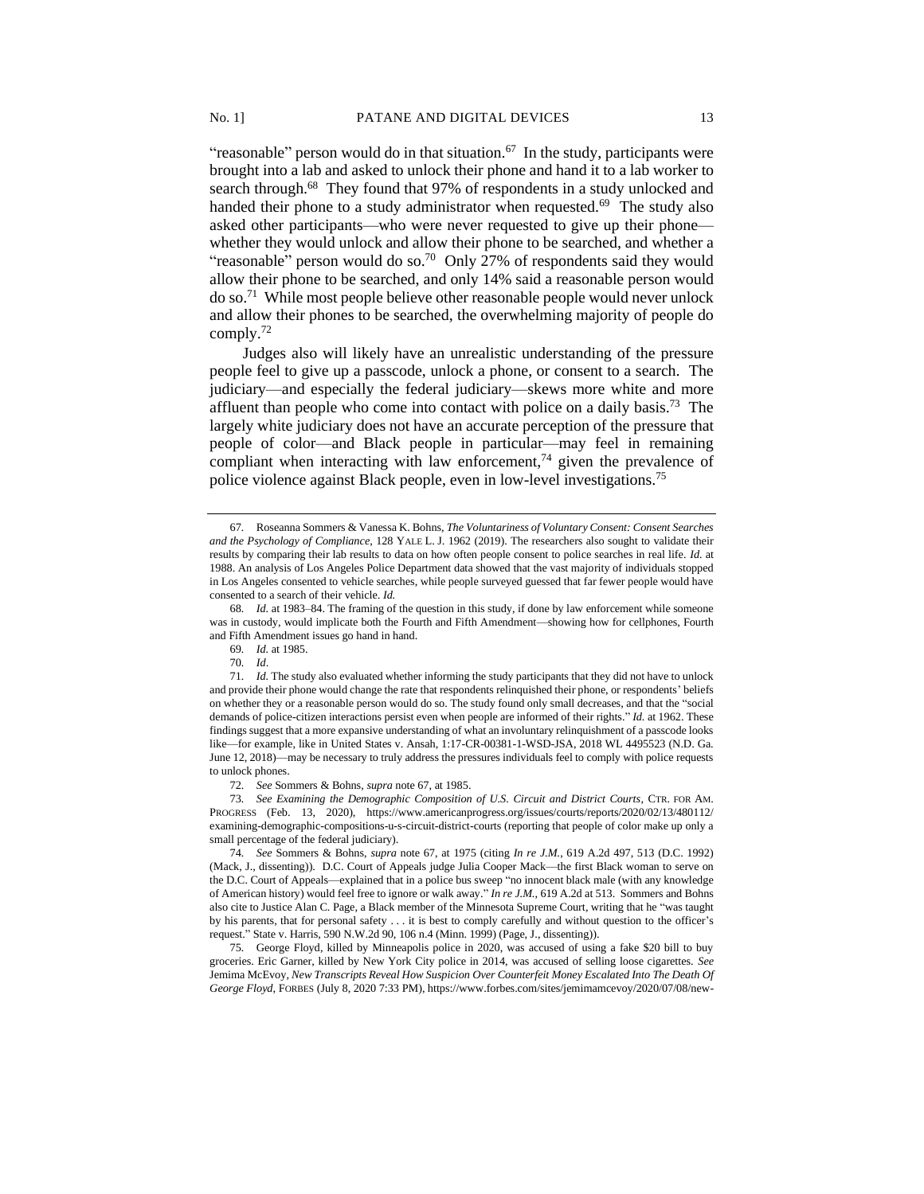"reasonable" person would do in that situation.[67] In the study, participants were brought into a lab and asked to unlock their phone and hand it to a lab worker to search through.[68] They found that 97% of respondents in a study unlocked and handed their phone to a study administrator when requested.[69] The study also asked other participants—who were never requested to give up their phone—whether they would unlock and allow their phone to be searched, and whether a "reasonable" person would do so.[70] Only 27% of respondents said they would allow their phone to be searched, and only 14% said a reasonable person would do so.[71] While most people believe other reasonable people would never unlock and allow their phones to be searched, the overwhelming majority of people do comply.[72]

Judges also will likely have an unrealistic understanding of the pressure people feel to give up a passcode, unlock a phone, or consent to a search. The judiciary—and especially the federal judiciary—skews more white and more affluent than people who come into contact with police on a daily basis.[73] The largely white judiciary does not have an accurate perception of the pressure that people of color—and Black people in particular—may feel in remaining compliant when interacting with law enforcement,[74] given the prevalence of police violence against Black people, even in low-level investigations.[75]

---

67. Roseanna Sommers & Vanessa K. Bohns, *The Voluntariness of Voluntary Consent: Consent Searches and the Psychology of Compliance*, 128 YALE L. J. 1962 (2019). The researchers also sought to validate their results by comparing their lab results to data on how often people consent to police searches in real life. *Id.* at 1988. An analysis of Los Angeles Police Department data showed that the vast majority of individuals stopped in Los Angeles consented to vehicle searches, while people surveyed guessed that far fewer people would have consented to a search of their vehicle. *Id.*

68. *Id.* at 1983–84. The framing of the question in this study, if done by law enforcement while someone was in custody, would implicate both the Fourth and Fifth Amendment—showing how for cellphones, Fourth and Fifth Amendment issues go hand in hand.

69. *Id.* at 1985.

70. *Id*.

71. *Id*. The study also evaluated whether informing the study participants that they did not have to unlock and provide their phone would change the rate that respondents relinquished their phone, or respondents' beliefs on whether they or a reasonable person would do so. The study found only small decreases, and that the "social demands of police-citizen interactions persist even when people are informed of their rights." *Id.* at 1962. These findings suggest that a more expansive understanding of what an involuntary relinquishment of a passcode looks like—for example, like in United States v. Ansah, 1:17-CR-00381-1-WSD-JSA, 2018 WL 4495523 (N.D. Ga. June 12, 2018)—may be necessary to truly address the pressures individuals feel to comply with police requests to unlock phones.

72. *See* Sommers & Bohns, *supra* note 67, at 1985.

73. *See Examining the Demographic Composition of U.S. Circuit and District Courts*, CTR. FOR AM. PROGRESS (Feb. 13, 2020), https://www.americanprogress.org/issues/courts/reports/2020/02/13/480112/examining-demographic-compositions-u-s-circuit-district-courts (reporting that people of color make up only a small percentage of the federal judiciary).

74. *See* Sommers & Bohns, *supra* note 67, at 1975 (citing *In re J.M.*, 619 A.2d 497, 513 (D.C. 1992) (Mack, J., dissenting)). D.C. Court of Appeals judge Julia Cooper Mack—the first Black woman to serve on the D.C. Court of Appeals—explained that in a police bus sweep "no innocent black male (with any knowledge of American history) would feel free to ignore or walk away." *In re J.M.*, 619 A.2d at 513. Sommers and Bohns also cite to Justice Alan C. Page, a Black member of the Minnesota Supreme Court, writing that he "was taught by his parents, that for personal safety . . . it is best to comply carefully and without question to the officer's request." State v. Harris, 590 N.W.2d 90, 106 n.4 (Minn. 1999) (Page, J., dissenting)).

75. George Floyd, killed by Minneapolis police in 2020, was accused of using a fake $20 bill to buy groceries. Eric Garner, killed by New York City police in 2014, was accused of selling loose cigarettes. *See* Jemima McEvoy, *New Transcripts Reveal How Suspicion Over Counterfeit Money Escalated Into The Death Of George Floyd*, FORBES (July 8, 2020 7:33 PM), https://www.forbes.com/sites/jemimamcevoy/2020/07/08/new-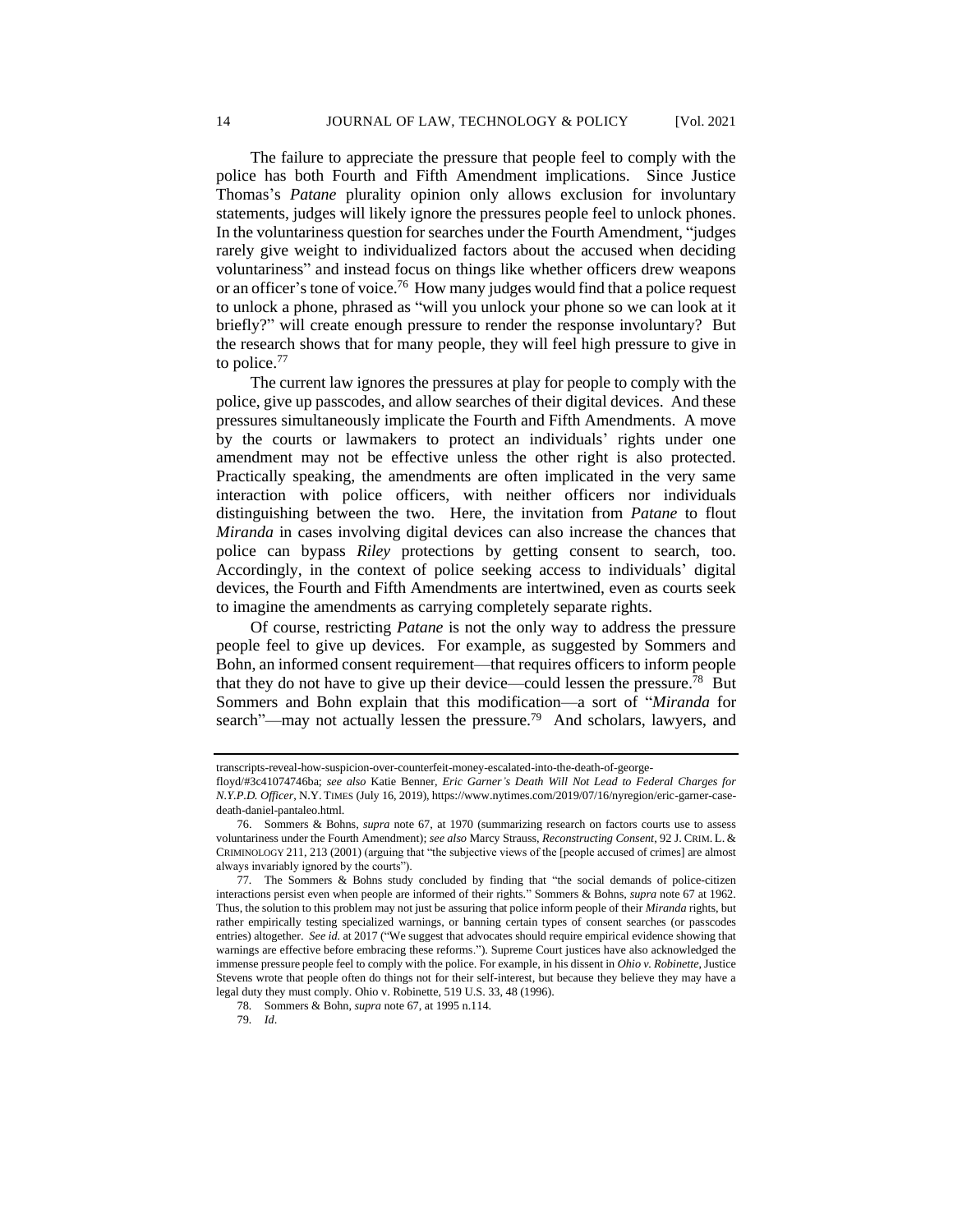The failure to appreciate the pressure that people feel to comply with the police has both Fourth and Fifth Amendment implications. Since Justice Thomas's *Patane* plurality opinion only allows exclusion for involuntary statements, judges will likely ignore the pressures people feel to unlock phones. In the voluntariness question for searches under the Fourth Amendment, "judges rarely give weight to individualized factors about the accused when deciding voluntariness" and instead focus on things like whether officers drew weapons or an officer's tone of voice.[76] How many judges would find that a police request to unlock a phone, phrased as "will you unlock your phone so we can look at it briefly?" will create enough pressure to render the response involuntary? But the research shows that for many people, they will feel high pressure to give in to police.[77]

The current law ignores the pressures at play for people to comply with the police, give up passcodes, and allow searches of their digital devices. And these pressures simultaneously implicate the Fourth and Fifth Amendments. A move by the courts or lawmakers to protect an individuals' rights under one amendment may not be effective unless the other right is also protected. Practically speaking, the amendments are often implicated in the very same interaction with police officers, with neither officers nor individuals distinguishing between the two. Here, the invitation from *Patane* to flout *Miranda* in cases involving digital devices can also increase the chances that police can bypass *Riley* protections by getting consent to search, too. Accordingly, in the context of police seeking access to individuals' digital devices, the Fourth and Fifth Amendments are intertwined, even as courts seek to imagine the amendments as carrying completely separate rights.

Of course, restricting *Patane* is not the only way to address the pressure people feel to give up devices. For example, as suggested by Sommers and Bohn, an informed consent requirement—that requires officers to inform people that they do not have to give up their device—could lessen the pressure.[78] But Sommers and Bohn explain that this modification—a sort of "*Miranda* for search"—may not actually lessen the pressure.[79] And scholars, lawyers, and

---

transcripts-reveal-how-suspicion-over-counterfeit-money-escalated-into-the-death-of-george-floyd/#3c41074746ba; *see also* Katie Benner, *Eric Garner's Death Will Not Lead to Federal Charges for N.Y.P.D. Officer*, N.Y. TIMES (July 16, 2019), https://www.nytimes.com/2019/07/16/nyregion/eric-garner-case-death-daniel-pantaleo.html.

76. Sommers & Bohns, *supra* note 67, at 1970 (summarizing research on factors courts use to assess voluntariness under the Fourth Amendment); *see also* Marcy Strauss, *Reconstructing Consent*, 92 J. CRIM. L. & CRIMINOLOGY 211, 213 (2001) (arguing that "the subjective views of the [people accused of crimes] are almost always invariably ignored by the courts").

77. The Sommers & Bohns study concluded by finding that "the social demands of police-citizen interactions persist even when people are informed of their rights." Sommers & Bohns, *supra* note 67 at 1962. Thus, the solution to this problem may not just be assuring that police inform people of their *Miranda* rights, but rather empirically testing specialized warnings, or banning certain types of consent searches (or passcodes entries) altogether. *See id.* at 2017 ("We suggest that advocates should require empirical evidence showing that warnings are effective before embracing these reforms."). Supreme Court justices have also acknowledged the immense pressure people feel to comply with the police. For example, in his dissent in *Ohio v. Robinette*, Justice Stevens wrote that people often do things not for their self-interest, but because they believe they may have a legal duty they must comply. Ohio v. Robinette, 519 U.S. 33, 48 (1996).

78. Sommers & Bohn, *supra* note 67, at 1995 n.114.

79. *Id*.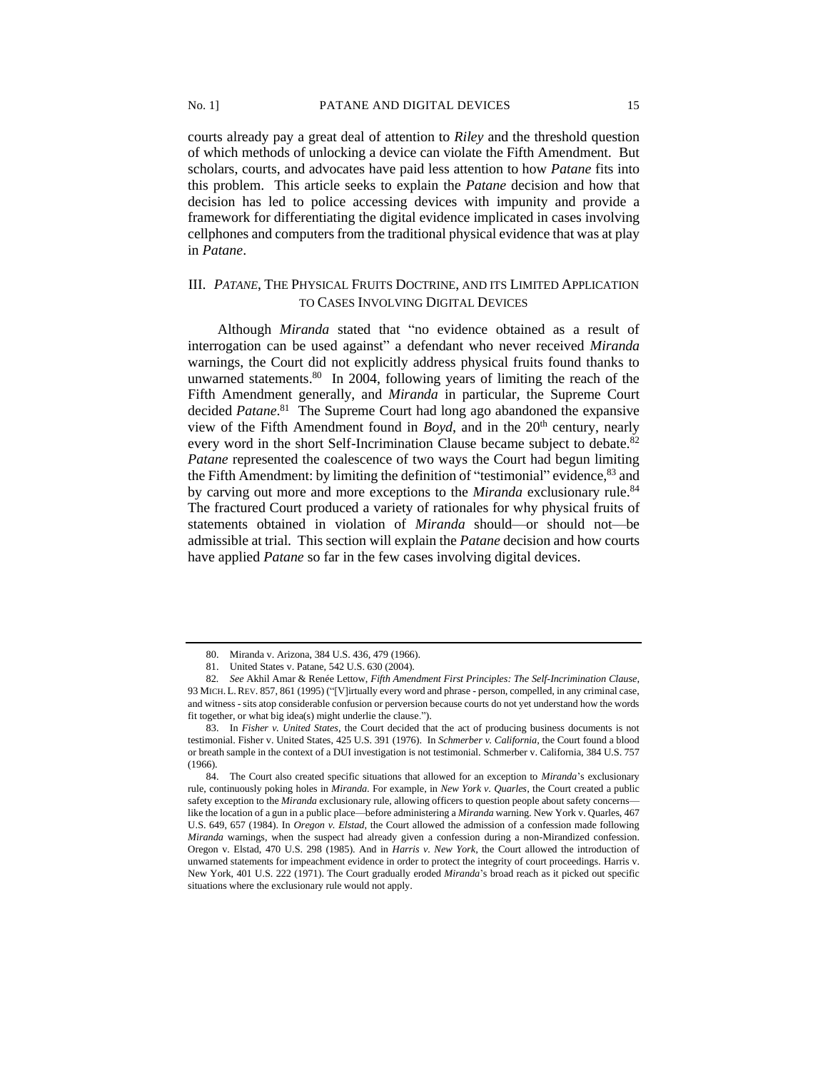courts already pay a great deal of attention to ***Riley*** and the threshold question of which methods of unlocking a device can violate the Fifth Amendment. But scholars, courts, and advocates have paid less attention to how *Patane* fits into this problem. This article seeks to explain the *Patane* decision and how that decision has led to police accessing devices with impunity and provide a framework for differentiating the digital evidence implicated in cases involving cellphones and computers from the traditional physical evidence that was at play in *Patane*.

## III. *PATANE*, THE PHYSICAL FRUITS DOCTRINE, AND ITS LIMITED APPLICATION TO CASES INVOLVING DIGITAL DEVICES

Although *Miranda* stated that "no evidence obtained as a result of interrogation can be used against" a defendant who never received *Miranda* warnings, the Court did not explicitly address physical fruits found thanks to unwarned statements.[80] In 2004, following years of limiting the reach of the Fifth Amendment generally, and *Miranda* in particular, the Supreme Court decided *Patane*.[81] The Supreme Court had long ago abandoned the expansive view of the Fifth Amendment found in *Boyd*, and in the 20th century, nearly every word in the short Self-Incrimination Clause became subject to debate.[82] *Patane* represented the coalescence of two ways the Court had begun limiting the Fifth Amendment: by limiting the definition of "testimonial" evidence,[83] and by carving out more and more exceptions to the *Miranda* exclusionary rule.[84] The fractured Court produced a variety of rationales for why physical fruits of statements obtained in violation of *Miranda* should—or should not—be admissible at trial. This section will explain the *Patane* decision and how courts have applied *Patane* so far in the few cases involving digital devices.

---

80. Miranda v. Arizona, 384 U.S. 436, 479 (1966).

81. United States v. Patane, 542 U.S. 630 (2004).

82. *See* Akhil Amar & Renée Lettow, *Fifth Amendment First Principles: The Self-Incrimination Clause*, 93 MICH. L. REV. 857, 861 (1995) ("[V]irtually every word and phrase - person, compelled, in any criminal case, and witness - sits atop considerable confusion or perversion because courts do not yet understand how the words fit together, or what big idea(s) might underlie the clause.").

83. In *Fisher v. United States*, the Court decided that the act of producing business documents is not testimonial. Fisher v. United States, 425 U.S. 391 (1976). In *Schmerber v. California*, the Court found a blood or breath sample in the context of a DUI investigation is not testimonial. Schmerber v. California, 384 U.S. 757 (1966).

84. The Court also created specific situations that allowed for an exception to *Miranda*'s exclusionary rule, continuously poking holes in *Miranda*. For example, in *New York v. Quarles*, the Court created a public safety exception to the *Miranda* exclusionary rule, allowing officers to question people about safety concerns—like the location of a gun in a public place—before administering a *Miranda* warning. New York v. Quarles, 467 U.S. 649, 657 (1984). In *Oregon v. Elstad*, the Court allowed the admission of a confession made following *Miranda* warnings, when the suspect had already given a confession during a non-Mirandized confession. Oregon v. Elstad, 470 U.S. 298 (1985). And in *Harris v. New York*, the Court allowed the introduction of unwarned statements for impeachment evidence in order to protect the integrity of court proceedings. Harris v. New York, 401 U.S. 222 (1971). The Court gradually eroded *Miranda*'s broad reach as it picked out specific situations where the exclusionary rule would not apply.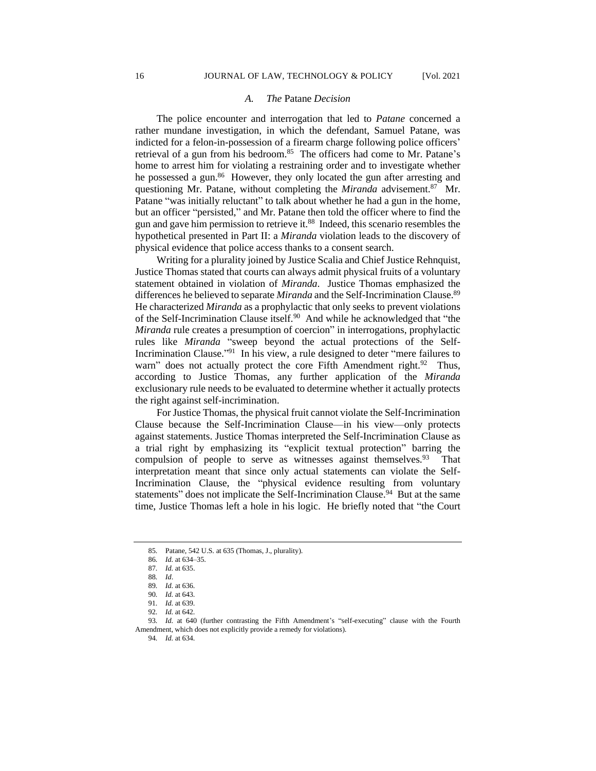### *A. The* Patane *Decision*

The police encounter and interrogation that led to *Patane* concerned a rather mundane investigation, in which the defendant, Samuel Patane, was indicted for a felon-in-possession of a firearm charge following police officers' retrieval of a gun from his bedroom.[85] The officers had come to Mr. Patane's home to arrest him for violating a restraining order and to investigate whether he possessed a gun.[86] However, they only located the gun after arresting and questioning Mr. Patane, without completing the *Miranda* advisement.[87] Mr. Patane "was initially reluctant" to talk about whether he had a gun in the home, but an officer "persisted," and Mr. Patane then told the officer where to find the gun and gave him permission to retrieve it.[88] Indeed, this scenario resembles the hypothetical presented in Part II: a *Miranda* violation leads to the discovery of physical evidence that police access thanks to a consent search.

Writing for a plurality joined by Justice Scalia and Chief Justice Rehnquist, Justice Thomas stated that courts can always admit physical fruits of a voluntary statement obtained in violation of *Miranda*. Justice Thomas emphasized the differences he believed to separate *Miranda* and the Self-Incrimination Clause.[89] He characterized *Miranda* as a prophylactic that only seeks to prevent violations of the Self-Incrimination Clause itself.[90] And while he acknowledged that "the *Miranda* rule creates a presumption of coercion" in interrogations, prophylactic rules like *Miranda* "sweep beyond the actual protections of the Self-Incrimination Clause."[91] In his view, a rule designed to deter "mere failures to warn" does not actually protect the core Fifth Amendment right.[92] Thus, according to Justice Thomas, any further application of the *Miranda* exclusionary rule needs to be evaluated to determine whether it actually protects the right against self-incrimination.

For Justice Thomas, the physical fruit cannot violate the Self-Incrimination Clause because the Self-Incrimination Clause—in his view—only protects against statements. Justice Thomas interpreted the Self-Incrimination Clause as a trial right by emphasizing its "explicit textual protection" barring the compulsion of people to serve as witnesses against themselves.[93] That interpretation meant that since only actual statements can violate the Self-Incrimination Clause, the "physical evidence resulting from voluntary statements" does not implicate the Self-Incrimination Clause.[94] But at the same time, Justice Thomas left a hole in his logic. He briefly noted that "the Court

---

85. Patane, 542 U.S. at 635 (Thomas, J., plurality).

86. *Id.* at 634–35.

87. *Id.* at 635.

88. *Id*.

89. *Id.* at 636.

90. *Id.* at 643.

91. *Id.* at 639.

92. *Id.* at 642.

93. *Id.* at 640 (further contrasting the Fifth Amendment's "self-executing" clause with the Fourth Amendment, which does not explicitly provide a remedy for violations).

94. *Id.* at 634.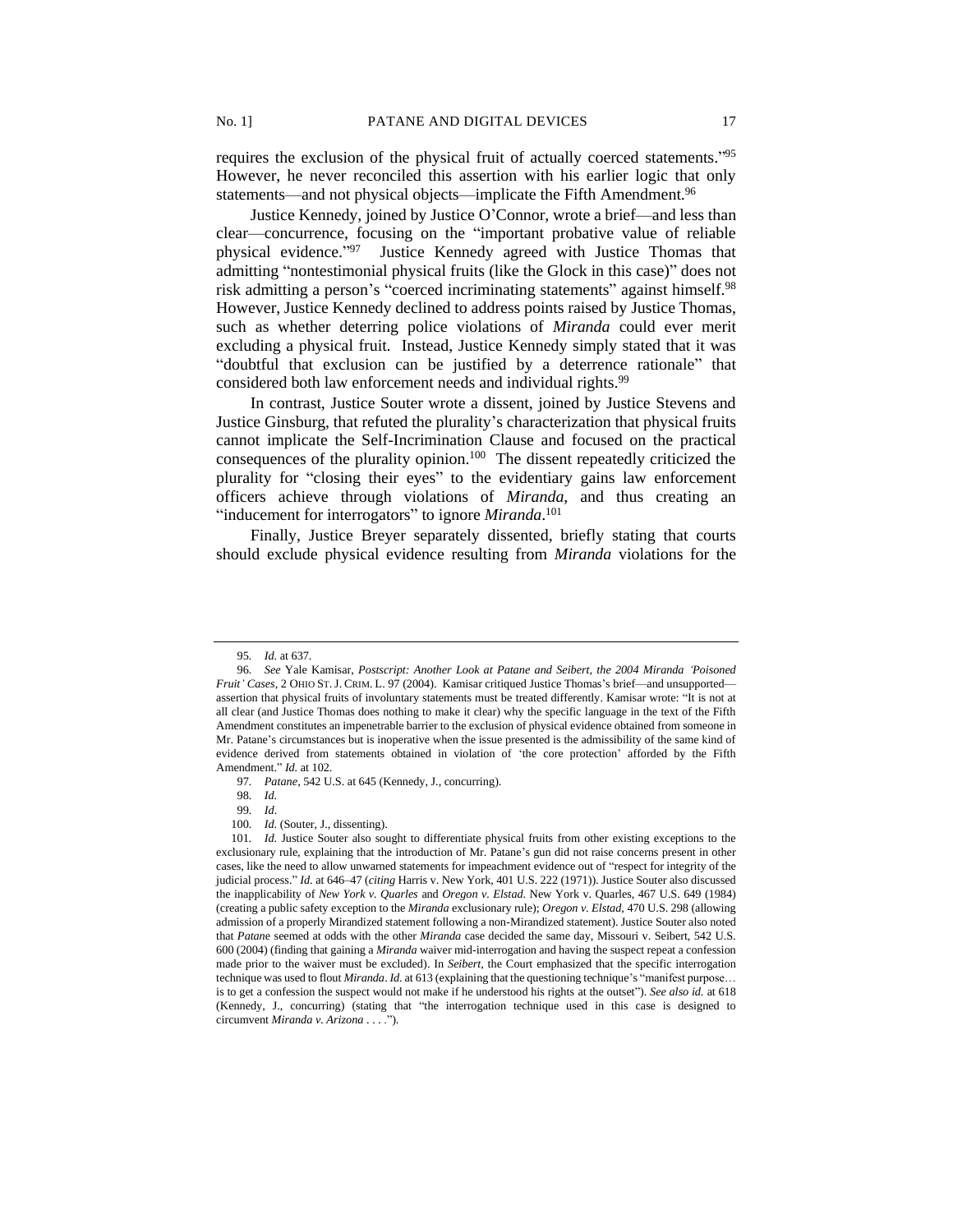requires the exclusion of the physical fruit of actually coerced statements."[95] However, he never reconciled this assertion with his earlier logic that only statements—and not physical objects—implicate the Fifth Amendment.[96]

Justice Kennedy, joined by Justice O'Connor, wrote a brief—and less than clear—concurrence, focusing on the "important probative value of reliable physical evidence."[97] Justice Kennedy agreed with Justice Thomas that admitting "nontestimonial physical fruits (like the Glock in this case)" does not risk admitting a person's "coerced incriminating statements" against himself.[98] However, Justice Kennedy declined to address points raised by Justice Thomas, such as whether deterring police violations of *Miranda* could ever merit excluding a physical fruit. Instead, Justice Kennedy simply stated that it was "doubtful that exclusion can be justified by a deterrence rationale" that considered both law enforcement needs and individual rights.[99]

In contrast, Justice Souter wrote a dissent, joined by Justice Stevens and Justice Ginsburg, that refuted the plurality's characterization that physical fruits cannot implicate the Self-Incrimination Clause and focused on the practical consequences of the plurality opinion.[100] The dissent repeatedly criticized the plurality for "closing their eyes" to the evidentiary gains law enforcement officers achieve through violations of *Miranda*, and thus creating an "inducement for interrogators" to ignore *Miranda*.[101]

Finally, Justice Breyer separately dissented, briefly stating that courts should exclude physical evidence resulting from *Miranda* violations for the

---

95. *Id.* at 637.

96. *See* Yale Kamisar, *Postscript: Another Look at Patane and Seibert, the 2004 Miranda 'Poisoned Fruit' Cases*, 2 OHIO ST. J. CRIM. L. 97 (2004). Kamisar critiqued Justice Thomas's brief—and unsupported—assertion that physical fruits of involuntary statements must be treated differently. Kamisar wrote: "It is not at all clear (and Justice Thomas does nothing to make it clear) why the specific language in the text of the Fifth Amendment constitutes an impenetrable barrier to the exclusion of physical evidence obtained from someone in Mr. Patane's circumstances but is inoperative when the issue presented is the admissibility of the same kind of evidence derived from statements obtained in violation of 'the core protection' afforded by the Fifth Amendment." *Id.* at 102.

97. *Patane*, 542 U.S. at 645 (Kennedy, J., concurring).

98. *Id.*

99. *Id*.

100. *Id.* (Souter, J., dissenting).

101. *Id.* Justice Souter also sought to differentiate physical fruits from other existing exceptions to the exclusionary rule, explaining that the introduction of Mr. Patane's gun did not raise concerns present in other cases, like the need to allow unwarned statements for impeachment evidence out of "respect for integrity of the judicial process." *Id.* at 646–47 (*citing* Harris v. New York, 401 U.S. 222 (1971)). Justice Souter also discussed the inapplicability of *New York v. Quarles* and *Oregon v. Elstad*. New York v. Quarles, 467 U.S. 649 (1984) (creating a public safety exception to the *Miranda* exclusionary rule); *Oregon v. Elstad*, 470 U.S. 298 (allowing admission of a properly Mirandized statement following a non-Mirandized statement). Justice Souter also noted that *Patane* seemed at odds with the other *Miranda* case decided the same day, Missouri v. Seibert, 542 U.S. 600 (2004) (finding that gaining a *Miranda* waiver mid-interrogation and having the suspect repeat a confession made prior to the waiver must be excluded). In *Seibert*, the Court emphasized that the specific interrogation technique was used to flout *Miranda*. *Id.* at 613 (explaining that the questioning technique's "manifest purpose… is to get a confession the suspect would not make if he understood his rights at the outset"). *See also id.* at 618 (Kennedy, J., concurring) (stating that "the interrogation technique used in this case is designed to circumvent *Miranda v. Arizona* . . . .").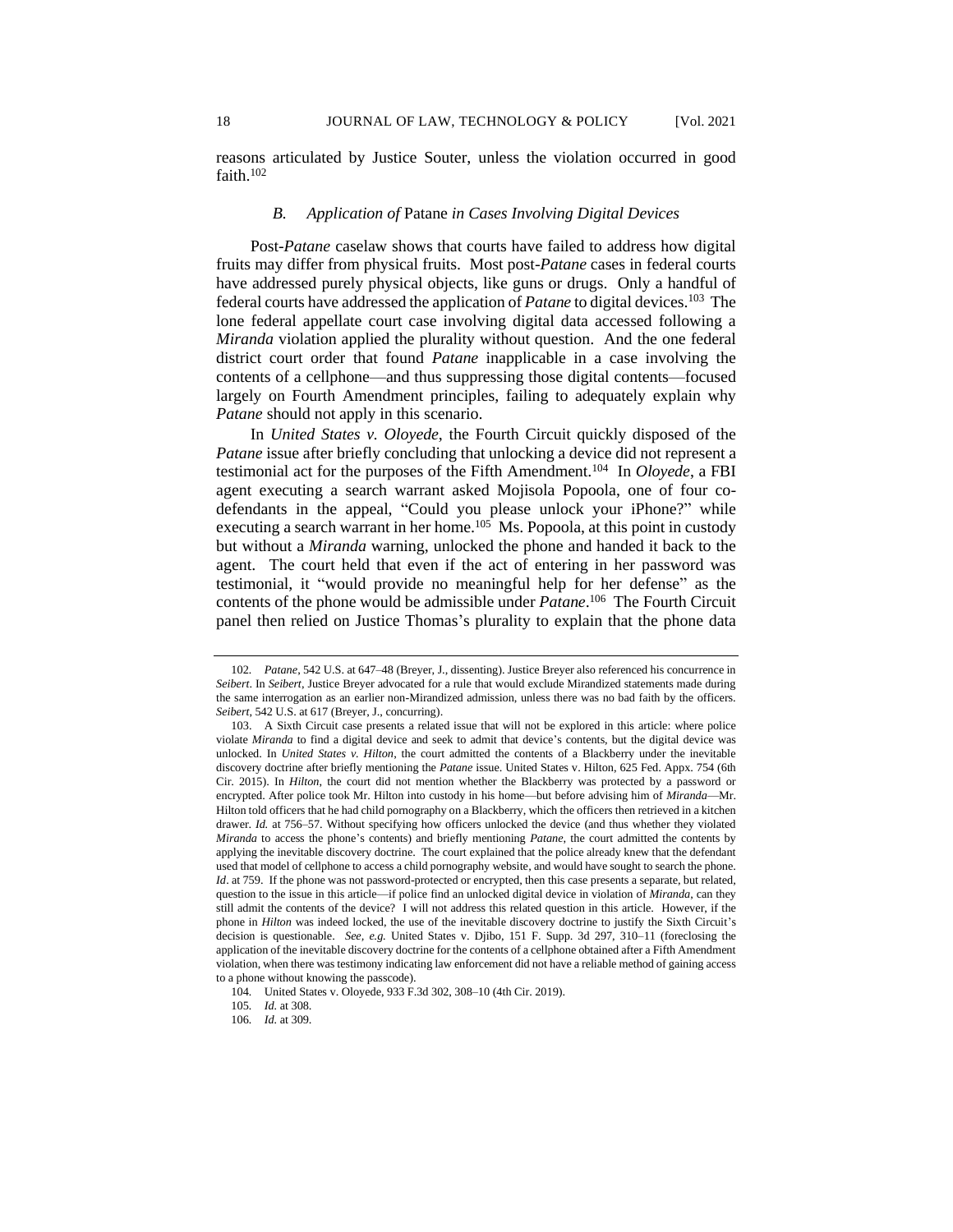reasons articulated by Justice Souter, unless the violation occurred in good faith.[102]

### *B. Application of* Patane *in Cases Involving Digital Devices*

Post-*Patane* caselaw shows that courts have failed to address how digital fruits may differ from physical fruits. Most post-*Patane* cases in federal courts have addressed purely physical objects, like guns or drugs. Only a handful of federal courts have addressed the application of *Patane* to digital devices.[103] The lone federal appellate court case involving digital data accessed following a *Miranda* violation applied the plurality without question. And the one federal district court order that found *Patane* inapplicable in a case involving the contents of a cellphone—and thus suppressing those digital contents—focused largely on Fourth Amendment principles, failing to adequately explain why *Patane* should not apply in this scenario.

In *United States v. Oloyede*, the Fourth Circuit quickly disposed of the *Patane* issue after briefly concluding that unlocking a device did not represent a testimonial act for the purposes of the Fifth Amendment.[104] In *Oloyede*, a FBI agent executing a search warrant asked Mojisola Popoola, one of four co-defendants in the appeal, "Could you please unlock your iPhone?" while executing a search warrant in her home.[105] Ms. Popoola, at this point in custody but without a *Miranda* warning, unlocked the phone and handed it back to the agent. The court held that even if the act of entering in her password was testimonial, it "would provide no meaningful help for her defense" as the contents of the phone would be admissible under *Patane*.[106] The Fourth Circuit panel then relied on Justice Thomas's plurality to explain that the phone data

---

102. *Patane*, 542 U.S. at 647–48 (Breyer, J., dissenting). Justice Breyer also referenced his concurrence in *Seibert*. In *Seibert*, Justice Breyer advocated for a rule that would exclude Mirandized statements made during the same interrogation as an earlier non-Mirandized admission, unless there was no bad faith by the officers. *Seibert*, 542 U.S. at 617 (Breyer, J., concurring).

103. A Sixth Circuit case presents a related issue that will not be explored in this article: where police violate *Miranda* to find a digital device and seek to admit that device's contents, but the digital device was unlocked. In *United States v. Hilton*, the court admitted the contents of a Blackberry under the inevitable discovery doctrine after briefly mentioning the *Patane* issue. United States v. Hilton, 625 Fed. Appx. 754 (6th Cir. 2015). In *Hilton*, the court did not mention whether the Blackberry was protected by a password or encrypted. After police took Mr. Hilton into custody in his home—but before advising him of *Miranda*—Mr. Hilton told officers that he had child pornography on a Blackberry, which the officers then retrieved in a kitchen drawer. *Id.* at 756–57. Without specifying how officers unlocked the device (and thus whether they violated *Miranda* to access the phone's contents) and briefly mentioning *Patane*, the court admitted the contents by applying the inevitable discovery doctrine. The court explained that the police already knew that the defendant used that model of cellphone to access a child pornography website, and would have sought to search the phone. *Id*. at 759. If the phone was not password-protected or encrypted, then this case presents a separate, but related, question to the issue in this article—if police find an unlocked digital device in violation of *Miranda*, can they still admit the contents of the device? I will not address this related question in this article. However, if the phone in *Hilton* was indeed locked, the use of the inevitable discovery doctrine to justify the Sixth Circuit's decision is questionable. *See, e.g.* United States v. Djibo, 151 F. Supp. 3d 297, 310–11 (foreclosing the application of the inevitable discovery doctrine for the contents of a cellphone obtained after a Fifth Amendment violation, when there was testimony indicating law enforcement did not have a reliable method of gaining access to a phone without knowing the passcode).

104. United States v. Oloyede, 933 F.3d 302, 308–10 (4th Cir. 2019).

105. *Id.* at 308.

106. *Id.* at 309.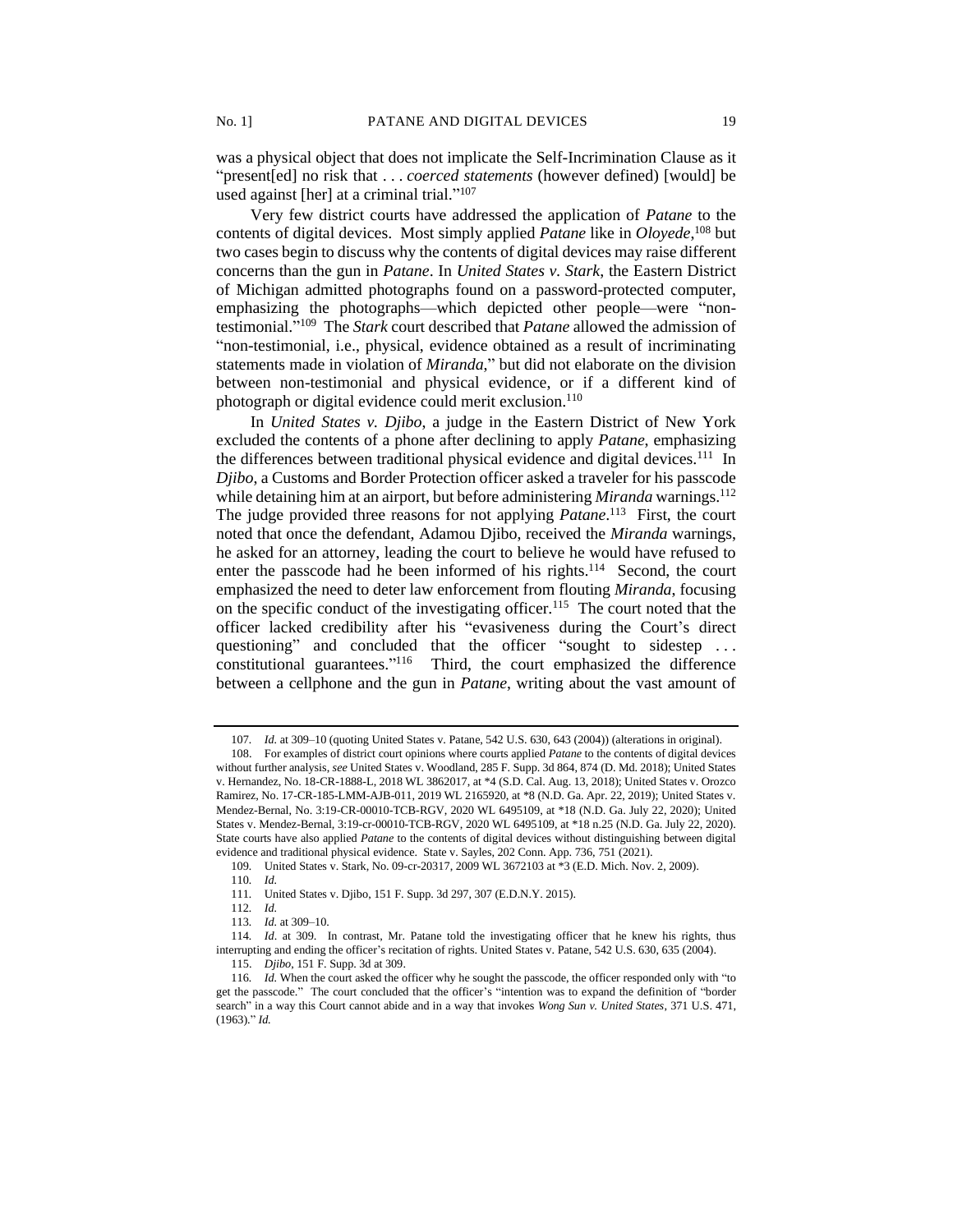was a physical object that does not implicate the Self-Incrimination Clause as it "present[ed] no risk that . . . *coerced statements* (however defined) [would] be used against [her] at a criminal trial."[107]

Very few district courts have addressed the application of *Patane* to the contents of digital devices. Most simply applied *Patane* like in *Oloyede*,[108] but two cases begin to discuss why the contents of digital devices may raise different concerns than the gun in *Patane*. In *United States v. Stark*, the Eastern District of Michigan admitted photographs found on a password-protected computer, emphasizing the photographs—which depicted other people—were "non-testimonial."[109] The *Stark* court described that *Patane* allowed the admission of "non-testimonial, i.e., physical, evidence obtained as a result of incriminating statements made in violation of *Miranda*," but did not elaborate on the division between non-testimonial and physical evidence, or if a different kind of photograph or digital evidence could merit exclusion.[110]

In *United States v. Djibo*, a judge in the Eastern District of New York excluded the contents of a phone after declining to apply *Patane*, emphasizing the differences between traditional physical evidence and digital devices.[111] In *Djibo*, a Customs and Border Protection officer asked a traveler for his passcode while detaining him at an airport, but before administering *Miranda* warnings.[112] The judge provided three reasons for not applying *Patane*.[113] First, the court noted that once the defendant, Adamou Djibo, received the *Miranda* warnings, he asked for an attorney, leading the court to believe he would have refused to enter the passcode had he been informed of his rights.[114] Second, the court emphasized the need to deter law enforcement from flouting *Miranda*, focusing on the specific conduct of the investigating officer.[115] The court noted that the officer lacked credibility after his "evasiveness during the Court's direct questioning" and concluded that the officer "sought to sidestep . . . constitutional guarantees."[116] Third, the court emphasized the difference between a cellphone and the gun in *Patane*, writing about the vast amount of

---

107. *Id.* at 309–10 (quoting United States v. Patane, 542 U.S. 630, 643 (2004)) (alterations in original).

108. For examples of district court opinions where courts applied *Patane* to the contents of digital devices without further analysis, *see* United States v. Woodland, 285 F. Supp. 3d 864, 874 (D. Md. 2018); United States v. Hernandez, No. 18-CR-1888-L, 2018 WL 3862017, at *4 (S.D. Cal. Aug. 13, 2018); United States v. Orozco Ramirez, No. 17-CR-185-LMM-AJB-011, 2019 WL 2165920, at *8 (N.D. Ga. Apr. 22, 2019); United States v. Mendez-Bernal, No. 3:19-CR-00010-TCB-RGV, 2020 WL 6495109, at *18 (N.D. Ga. July 22, 2020); United States v. Mendez-Bernal, 3:19-cr-00010-TCB-RGV, 2020 WL 6495109, at *18 n.25 (N.D. Ga. July 22, 2020). State courts have also applied *Patane* to the contents of digital devices without distinguishing between digital evidence and traditional physical evidence. State v. Sayles, 202 Conn. App. 736, 751 (2021).

109. United States v. Stark, No. 09-cr-20317, 2009 WL 3672103 at *3 (E.D. Mich. Nov. 2, 2009).

110. *Id.*

111. United States v. Djibo, 151 F. Supp. 3d 297, 307 (E.D.N.Y. 2015).

112. *Id.*

113. *Id.* at 309–10.

114. *Id*. at 309. In contrast, Mr. Patane told the investigating officer that he knew his rights, thus interrupting and ending the officer's recitation of rights. United States v. Patane, 542 U.S. 630, 635 (2004).

115. *Djibo*, 151 F. Supp. 3d at 309.

116. *Id.* When the court asked the officer why he sought the passcode, the officer responded only with "to get the passcode." The court concluded that the officer's "intention was to expand the definition of "border search" in a way this Court cannot abide and in a way that invokes *Wong Sun v. United States*, 371 U.S. 471, (1963)." *Id.*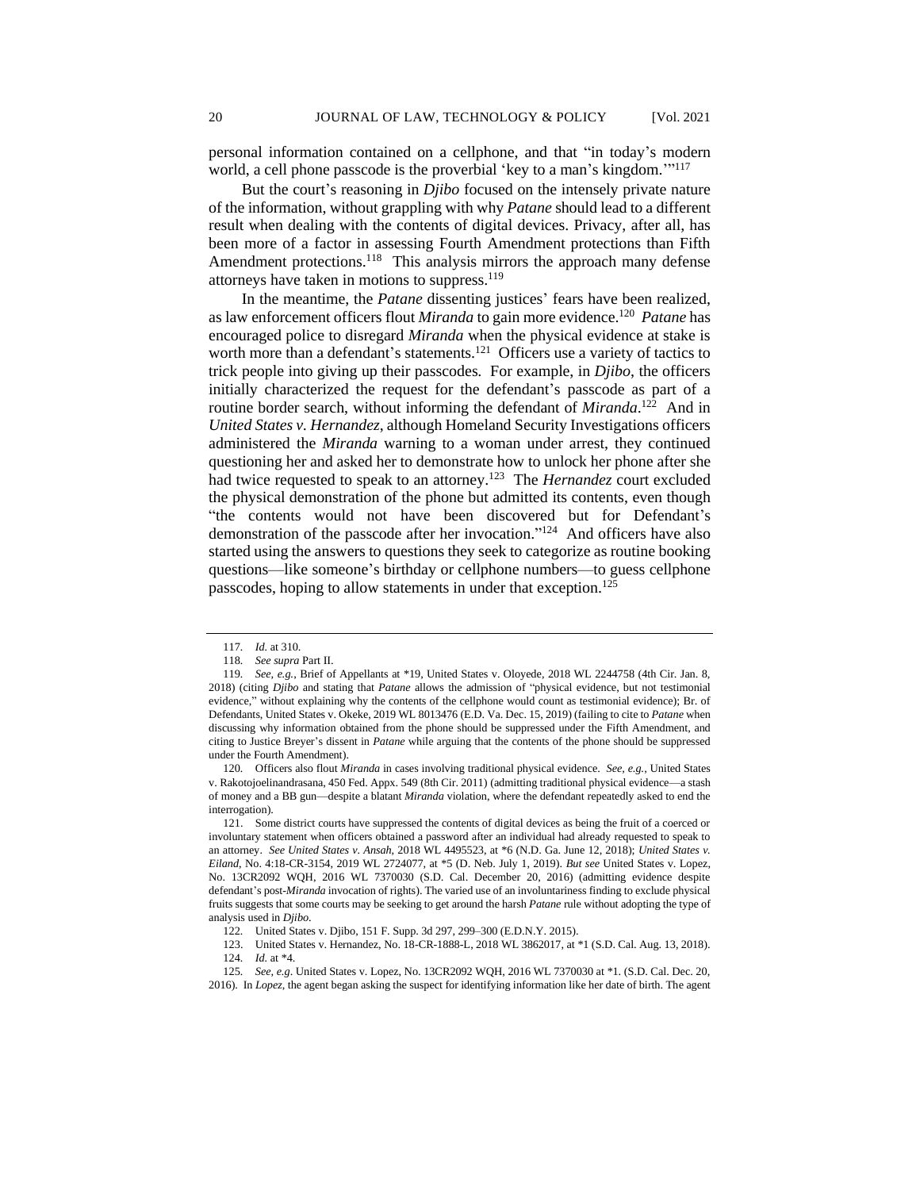personal information contained on a cellphone, and that "in today's modern world, a cell phone passcode is the proverbial 'key to a man's kingdom.'"[117]

But the court's reasoning in *Djibo* focused on the intensely private nature of the information, without grappling with why *Patane* should lead to a different result when dealing with the contents of digital devices. Privacy, after all, has been more of a factor in assessing Fourth Amendment protections than Fifth Amendment protections.[118] This analysis mirrors the approach many defense attorneys have taken in motions to suppress.[119]

In the meantime, the *Patane* dissenting justices' fears have been realized, as law enforcement officers flout *Miranda* to gain more evidence.[120] *Patane* has encouraged police to disregard *Miranda* when the physical evidence at stake is worth more than a defendant's statements.[121] Officers use a variety of tactics to trick people into giving up their passcodes. For example, in *Djibo*, the officers initially characterized the request for the defendant's passcode as part of a routine border search, without informing the defendant of *Miranda*.[122] And in *United States v. Hernandez*, although Homeland Security Investigations officers administered the *Miranda* warning to a woman under arrest, they continued questioning her and asked her to demonstrate how to unlock her phone after she had twice requested to speak to an attorney.[123] The *Hernandez* court excluded the physical demonstration of the phone but admitted its contents, even though "the contents would not have been discovered but for Defendant's demonstration of the passcode after her invocation."[124] And officers have also started using the answers to questions they seek to categorize as routine booking questions—like someone's birthday or cellphone numbers—to guess cellphone passcodes, hoping to allow statements in under that exception.[125]

---

117. *Id.* at 310.

118. *See supra* Part II.

119. *See, e.g.*, Brief of Appellants at *19, United States v. Oloyede, 2018 WL 2244758 (4th Cir. Jan. 8, 2018) (citing *Djibo* and stating that *Patane* allows the admission of "physical evidence, but not testimonial evidence," without explaining why the contents of the cellphone would count as testimonial evidence); Br. of Defendants, United States v. Okeke, 2019 WL 8013476 (E.D. Va. Dec. 15, 2019) (failing to cite to *Patane* when discussing why information obtained from the phone should be suppressed under the Fifth Amendment, and citing to Justice Breyer's dissent in *Patane* while arguing that the contents of the phone should be suppressed under the Fourth Amendment).

120. Officers also flout *Miranda* in cases involving traditional physical evidence. *See, e.g.*, United States v. Rakotojoelinandrasana, 450 Fed. Appx. 549 (8th Cir. 2011) (admitting traditional physical evidence—a stash of money and a BB gun—despite a blatant *Miranda* violation, where the defendant repeatedly asked to end the interrogation).

121. Some district courts have suppressed the contents of digital devices as being the fruit of a coerced or involuntary statement when officers obtained a password after an individual had already requested to speak to an attorney. *See United States v. Ansah*, 2018 WL 4495523, at *6 (N.D. Ga. June 12, 2018); *United States v. Eiland*, No. 4:18-CR-3154, 2019 WL 2724077, at *5 (D. Neb. July 1, 2019). *But see* United States v. Lopez, No. 13CR2092 WQH, 2016 WL 7370030 (S.D. Cal. December 20, 2016) (admitting evidence despite defendant's post-*Miranda* invocation of rights). The varied use of an involuntariness finding to exclude physical fruits suggests that some courts may be seeking to get around the harsh *Patane* rule without adopting the type of analysis used in *Djibo*.

122. United States v. Djibo, 151 F. Supp. 3d 297, 299–300 (E.D.N.Y. 2015).

123. United States v. Hernandez, No. 18-CR-1888-L, 2018 WL 3862017, at *1 (S.D. Cal. Aug. 13, 2018).

124. *Id.* at *4.

125. *See, e.g.* United States v. Lopez, No. 13CR2092 WQH, 2016 WL 7370030 at *1. (S.D. Cal. Dec. 20, 2016). In *Lopez*, the agent began asking the suspect for identifying information like her date of birth. The agent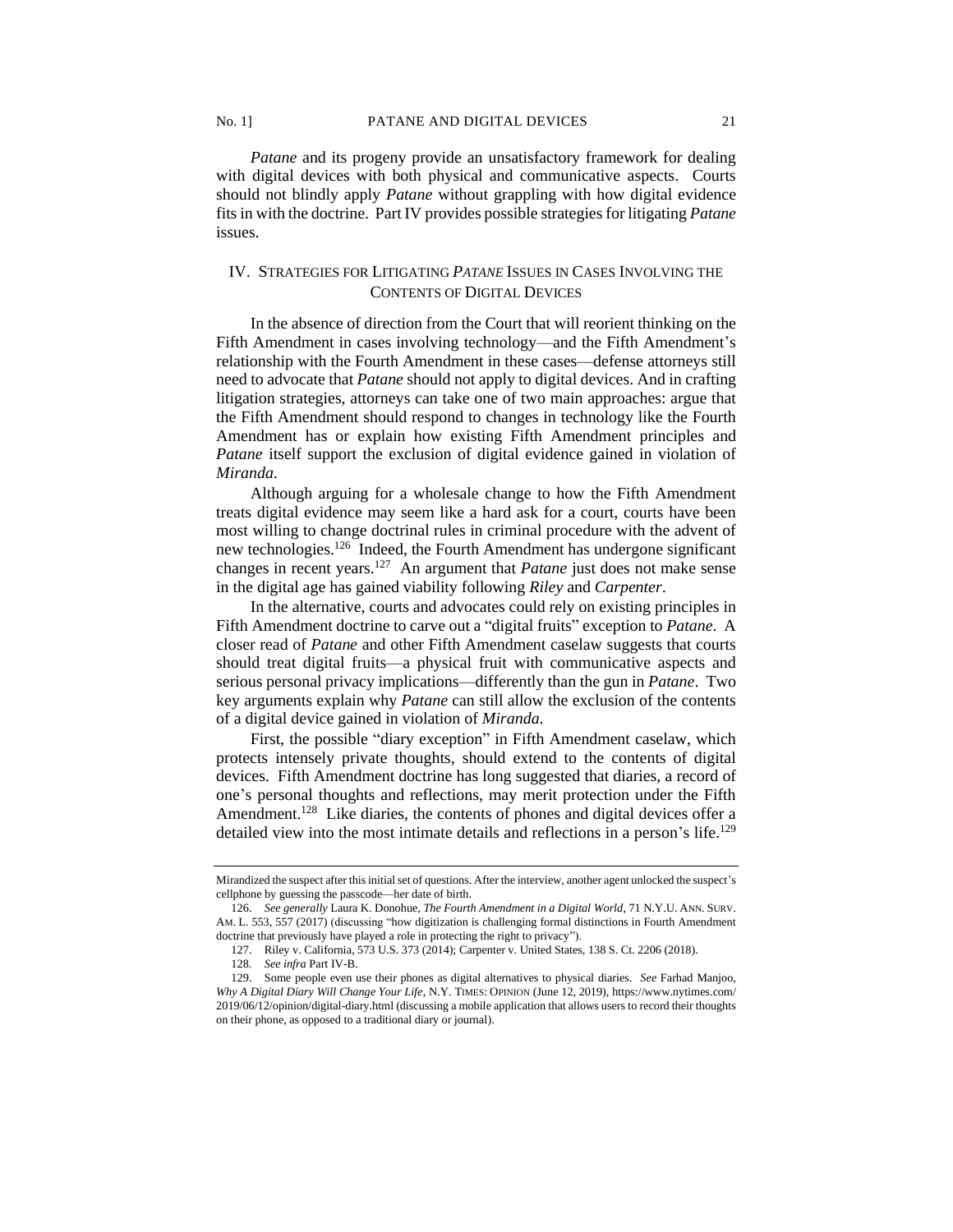*Patane* and its progeny provide an unsatisfactory framework for dealing with digital devices with both physical and communicative aspects. Courts should not blindly apply *Patane* without grappling with how digital evidence fits in with the doctrine. Part IV provides possible strategies for litigating *Patane* issues.

## IV. STRATEGIES FOR LITIGATING *PATANE* ISSUES IN CASES INVOLVING THE CONTENTS OF DIGITAL DEVICES

In the absence of direction from the Court that will reorient thinking on the Fifth Amendment in cases involving technology—and the Fifth Amendment's relationship with the Fourth Amendment in these cases—defense attorneys still need to advocate that *Patane* should not apply to digital devices. And in crafting litigation strategies, attorneys can take one of two main approaches: argue that the Fifth Amendment should respond to changes in technology like the Fourth Amendment has or explain how existing Fifth Amendment principles and *Patane* itself support the exclusion of digital evidence gained in violation of *Miranda*.

Although arguing for a wholesale change to how the Fifth Amendment treats digital evidence may seem like a hard ask for a court, courts have been most willing to change doctrinal rules in criminal procedure with the advent of new technologies.[126] Indeed, the Fourth Amendment has undergone significant changes in recent years.[127] An argument that *Patane* just does not make sense in the digital age has gained viability following *Riley* and *Carpenter*.

In the alternative, courts and advocates could rely on existing principles in Fifth Amendment doctrine to carve out a "digital fruits" exception to *Patane*. A closer read of *Patane* and other Fifth Amendment caselaw suggests that courts should treat digital fruits—a physical fruit with communicative aspects and serious personal privacy implications—differently than the gun in *Patane*. Two key arguments explain why *Patane* can still allow the exclusion of the contents of a digital device gained in violation of *Miranda*.

First, the possible "diary exception" in Fifth Amendment caselaw, which protects intensely private thoughts, should extend to the contents of digital devices. Fifth Amendment doctrine has long suggested that diaries, a record of one's personal thoughts and reflections, may merit protection under the Fifth Amendment.[128] Like diaries, the contents of phones and digital devices offer a detailed view into the most intimate details and reflections in a person's life.[129]

---

Mirandized the suspect after this initial set of questions. After the interview, another agent unlocked the suspect's cellphone by guessing the passcode—her date of birth.

126. *See generally* Laura K. Donohue, *The Fourth Amendment in a Digital World*, 71 N.Y.U. ANN. SURV. AM. L. 553, 557 (2017) (discussing "how digitization is challenging formal distinctions in Fourth Amendment doctrine that previously have played a role in protecting the right to privacy").

127. Riley v. California, 573 U.S. 373 (2014); Carpenter v. United States, 138 S. Ct. 2206 (2018).

128. *See infra* Part IV-B.

129. Some people even use their phones as digital alternatives to physical diaries. *See* Farhad Manjoo, *Why A Digital Diary Will Change Your Life*, N.Y. TIMES: OPINION (June 12, 2019), https://www.nytimes.com/2019/06/12/opinion/digital-diary.html (discussing a mobile application that allows users to record their thoughts on their phone, as opposed to a traditional diary or journal).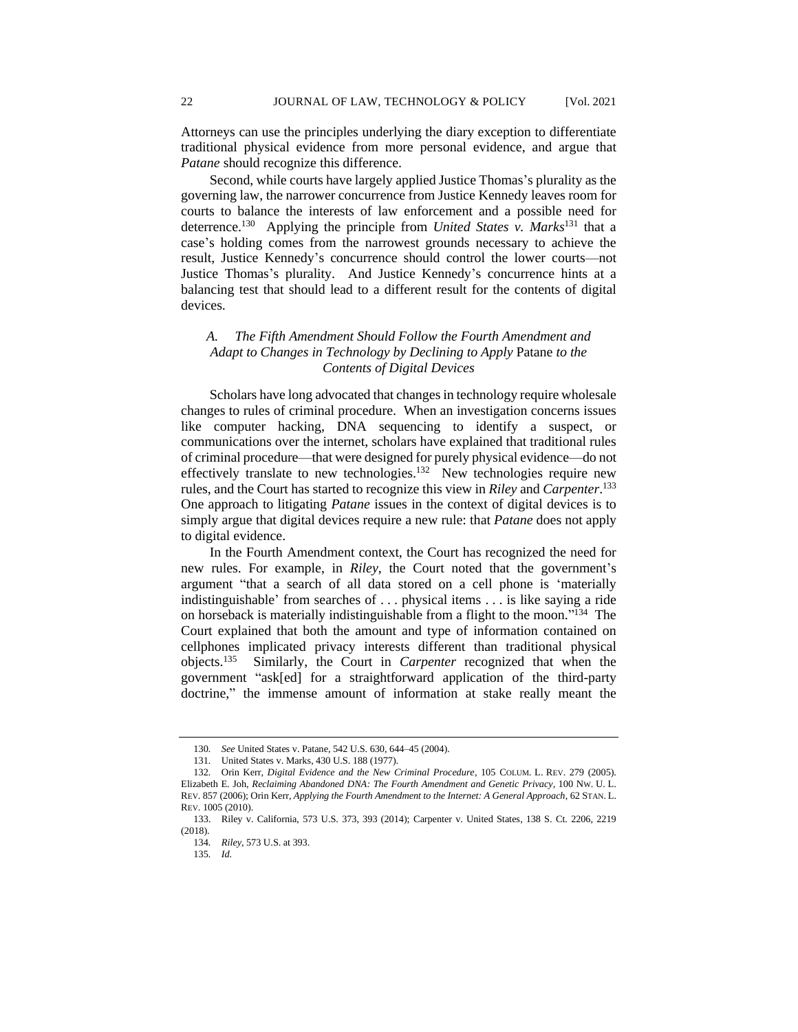Attorneys can use the principles underlying the diary exception to differentiate traditional physical evidence from more personal evidence, and argue that *Patane* should recognize this difference.

Second, while courts have largely applied Justice Thomas's plurality as the governing law, the narrower concurrence from Justice Kennedy leaves room for courts to balance the interests of law enforcement and a possible need for deterrence.[130] Applying the principle from *United States v. Marks*[131] that a case's holding comes from the narrowest grounds necessary to achieve the result, Justice Kennedy's concurrence should control the lower courts—not Justice Thomas's plurality. And Justice Kennedy's concurrence hints at a balancing test that should lead to a different result for the contents of digital devices.

### A. *The Fifth Amendment Should Follow the Fourth Amendment and Adapt to Changes in Technology by Declining to Apply* Patane *to the Contents of Digital Devices*

Scholars have long advocated that changes in technology require wholesale changes to rules of criminal procedure. When an investigation concerns issues like computer hacking, DNA sequencing to identify a suspect, or communications over the internet, scholars have explained that traditional rules of criminal procedure—that were designed for purely physical evidence—do not effectively translate to new technologies.[132] New technologies require new rules, and the Court has started to recognize this view in *Riley* and *Carpenter*.[133] One approach to litigating *Patane* issues in the context of digital devices is to simply argue that digital devices require a new rule: that *Patane* does not apply to digital evidence.

In the Fourth Amendment context, the Court has recognized the need for new rules. For example, in *Riley*, the Court noted that the government's argument "that a search of all data stored on a cell phone is 'materially indistinguishable' from searches of . . . physical items . . . is like saying a ride on horseback is materially indistinguishable from a flight to the moon."[134] The Court explained that both the amount and type of information contained on cellphones implicated privacy interests different than traditional physical objects.[135] Similarly, the Court in *Carpenter* recognized that when the government "ask[ed] for a straightforward application of the third-party doctrine," the immense amount of information at stake really meant the

---

130. *See* United States v. Patane, 542 U.S. 630, 644–45 (2004).

131. United States v. Marks, 430 U.S. 188 (1977).

132. Orin Kerr, *Digital Evidence and the New Criminal Procedure*, 105 COLUM. L. REV. 279 (2005). Elizabeth E. Joh, *Reclaiming Abandoned DNA: The Fourth Amendment and Genetic Privacy*, 100 NW. U. L. REV. 857 (2006); Orin Kerr, *Applying the Fourth Amendment to the Internet: A General Approach*, 62 STAN. L. REV. 1005 (2010).

133. Riley v. California, 573 U.S. 373, 393 (2014); Carpenter v. United States, 138 S. Ct. 2206, 2219 (2018).

134. *Riley*, 573 U.S. at 393.

135. *Id.*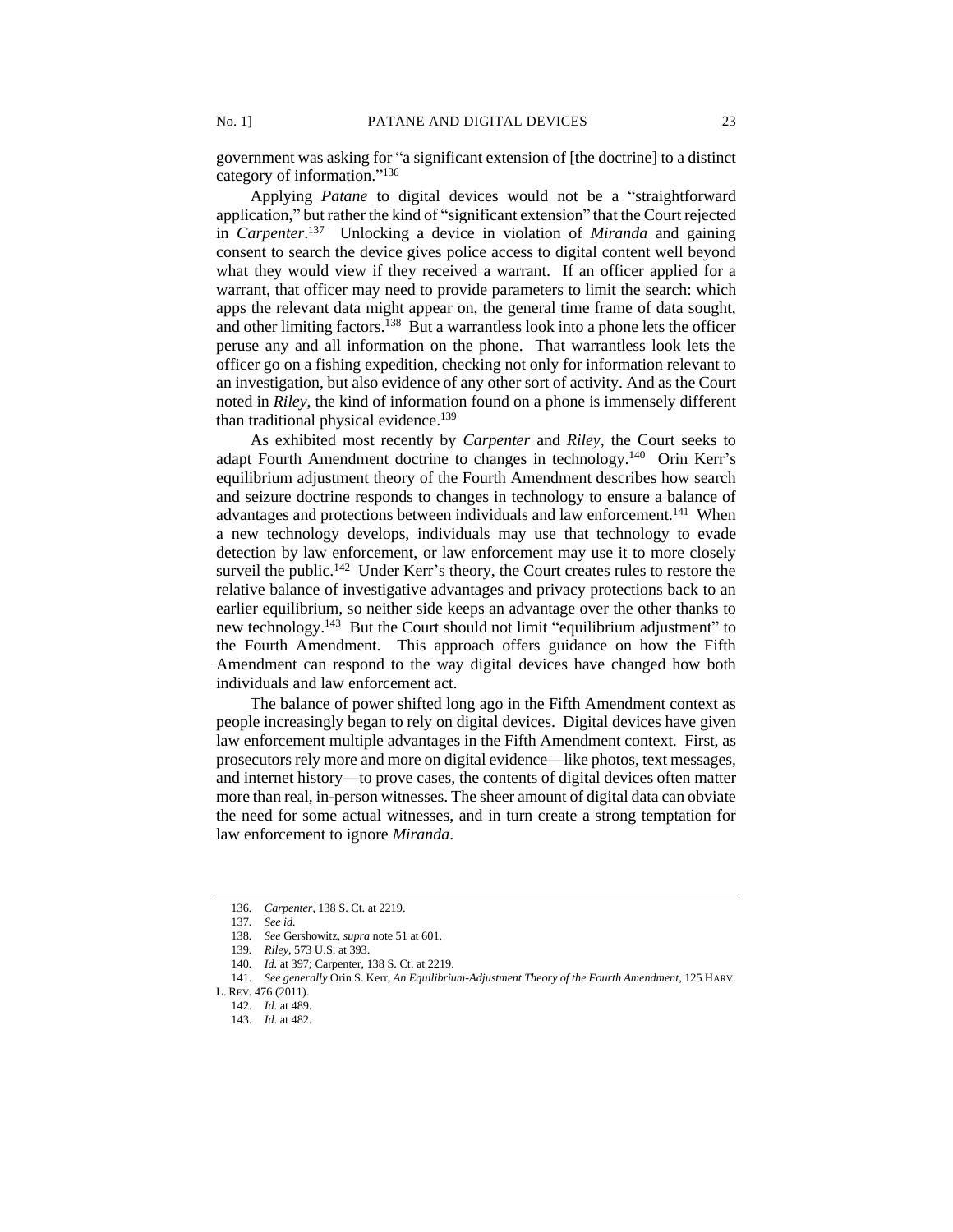government was asking for "a significant extension of [the doctrine] to a distinct category of information."[136]

Applying *Patane* to digital devices would not be a "straightforward application," but rather the kind of "significant extension" that the Court rejected in *Carpenter*.[137] Unlocking a device in violation of *Miranda* and gaining consent to search the device gives police access to digital content well beyond what they would view if they received a warrant. If an officer applied for a warrant, that officer may need to provide parameters to limit the search: which apps the relevant data might appear on, the general time frame of data sought, and other limiting factors.[138] But a warrantless look into a phone lets the officer peruse any and all information on the phone. That warrantless look lets the officer go on a fishing expedition, checking not only for information relevant to an investigation, but also evidence of any other sort of activity. And as the Court noted in *Riley*, the kind of information found on a phone is immensely different than traditional physical evidence.[139]

As exhibited most recently by *Carpenter* and *Riley*, the Court seeks to adapt Fourth Amendment doctrine to changes in technology.[140] Orin Kerr's equilibrium adjustment theory of the Fourth Amendment describes how search and seizure doctrine responds to changes in technology to ensure a balance of advantages and protections between individuals and law enforcement.[141] When a new technology develops, individuals may use that technology to evade detection by law enforcement, or law enforcement may use it to more closely surveil the public.[142] Under Kerr's theory, the Court creates rules to restore the relative balance of investigative advantages and privacy protections back to an earlier equilibrium, so neither side keeps an advantage over the other thanks to new technology.[143] But the Court should not limit "equilibrium adjustment" to the Fourth Amendment. This approach offers guidance on how the Fifth Amendment can respond to the way digital devices have changed how both individuals and law enforcement act.

The balance of power shifted long ago in the Fifth Amendment context as people increasingly began to rely on digital devices. Digital devices have given law enforcement multiple advantages in the Fifth Amendment context. First, as prosecutors rely more and more on digital evidence—like photos, text messages, and internet history—to prove cases, the contents of digital devices often matter more than real, in-person witnesses. The sheer amount of digital data can obviate the need for some actual witnesses, and in turn create a strong temptation for law enforcement to ignore *Miranda*.

---

136. *Carpenter*, 138 S. Ct. at 2219.

137. *See id.*

138. *See* Gershowitz, *supra* note 51 at 601.

139. *Riley*, 573 U.S. at 393.

140. *Id.* at 397; Carpenter, 138 S. Ct. at 2219.

141. *See generally* Orin S. Kerr, *An Equilibrium-Adjustment Theory of the Fourth Amendment*, 125 HARV. L. REV. 476 (2011).

142. *Id.* at 489.

143. *Id.* at 482.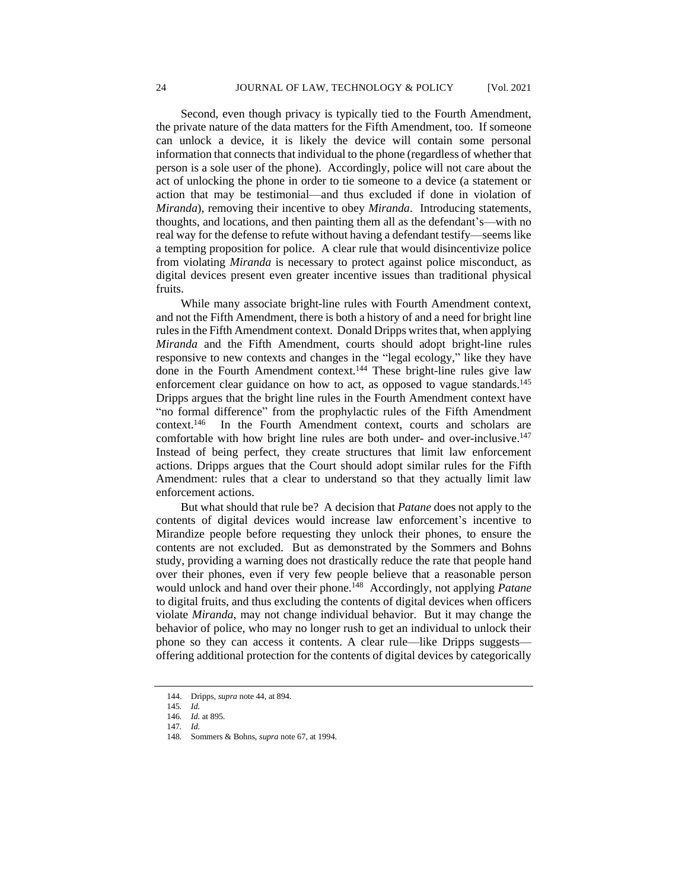Second, even though privacy is typically tied to the Fourth Amendment, the private nature of the data matters for the Fifth Amendment, too. If someone can unlock a device, it is likely the device will contain some personal information that connects that individual to the phone (regardless of whether that person is a sole user of the phone). Accordingly, police will not care about the act of unlocking the phone in order to tie someone to a device (a statement or action that may be testimonial—and thus excluded if done in violation of *Miranda*), removing their incentive to obey *Miranda*. Introducing statements, thoughts, and locations, and then painting them all as the defendant's—with no real way for the defense to refute without having a defendant testify—seems like a tempting proposition for police. A clear rule that would disincentivize police from violating *Miranda* is necessary to protect against police misconduct, as digital devices present even greater incentive issues than traditional physical fruits.

While many associate bright-line rules with Fourth Amendment context, and not the Fifth Amendment, there is both a history of and a need for bright line rules in the Fifth Amendment context. Donald Dripps writes that, when applying *Miranda* and the Fifth Amendment, courts should adopt bright-line rules responsive to new contexts and changes in the "legal ecology," like they have done in the Fourth Amendment context.[144] These bright-line rules give law enforcement clear guidance on how to act, as opposed to vague standards.[145] Dripps argues that the bright line rules in the Fourth Amendment context have "no formal difference" from the prophylactic rules of the Fifth Amendment context.[146] In the Fourth Amendment context, courts and scholars are comfortable with how bright line rules are both under- and over-inclusive.[147] Instead of being perfect, they create structures that limit law enforcement actions. Dripps argues that the Court should adopt similar rules for the Fifth Amendment: rules that a clear to understand so that they actually limit law enforcement actions.

But what should that rule be? A decision that *Patane* does not apply to the contents of digital devices would increase law enforcement's incentive to Mirandize people before requesting they unlock their phones, to ensure the contents are not excluded. But as demonstrated by the Sommers and Bohns study, providing a warning does not drastically reduce the rate that people hand over their phones, even if very few people believe that a reasonable person would unlock and hand over their phone.[148] Accordingly, not applying *Patane* to digital fruits, and thus excluding the contents of digital devices when officers violate *Miranda*, may not change individual behavior. But it may change the behavior of police, who may no longer rush to get an individual to unlock their phone so they can access it contents. A clear rule—like Dripps suggests—offering additional protection for the contents of digital devices by categorically

---

144. Dripps, *supra* note 44, at 894.

145. *Id.*

146. *Id.* at 895.

147. *Id.*

148. Sommers & Bohns, *supra* note 67, at 1994.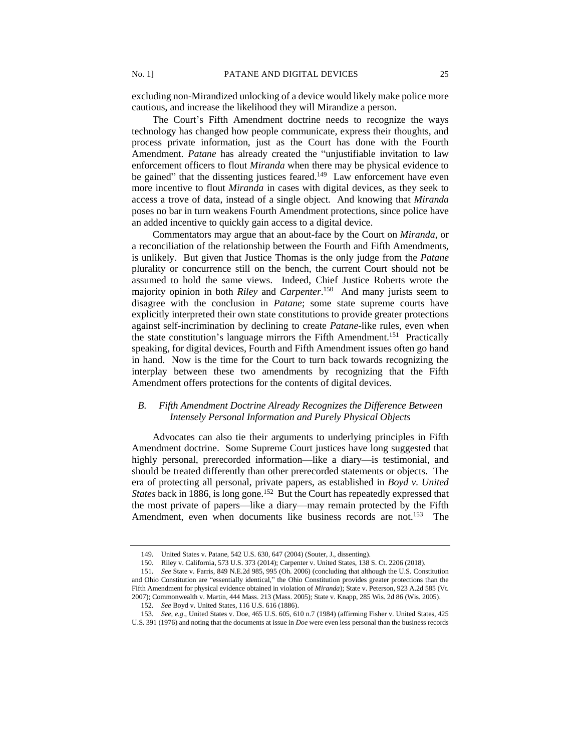excluding non-Mirandized unlocking of a device would likely make police more cautious, and increase the likelihood they will Mirandize a person.

The Court's Fifth Amendment doctrine needs to recognize the ways technology has changed how people communicate, express their thoughts, and process private information, just as the Court has done with the Fourth Amendment. *Patane* has already created the "unjustifiable invitation to law enforcement officers to flout *Miranda* when there may be physical evidence to be gained" that the dissenting justices feared.[149] Law enforcement have even more incentive to flout *Miranda* in cases with digital devices, as they seek to access a trove of data, instead of a single object. And knowing that *Miranda* poses no bar in turn weakens Fourth Amendment protections, since police have an added incentive to quickly gain access to a digital device.

Commentators may argue that an about-face by the Court on *Miranda*, or a reconciliation of the relationship between the Fourth and Fifth Amendments, is unlikely. But given that Justice Thomas is the only judge from the *Patane* plurality or concurrence still on the bench, the current Court should not be assumed to hold the same views. Indeed, Chief Justice Roberts wrote the majority opinion in both *Riley* and *Carpenter*.[150] And many jurists seem to disagree with the conclusion in *Patane*; some state supreme courts have explicitly interpreted their own state constitutions to provide greater protections against self-incrimination by declining to create *Patane*-like rules, even when the state constitution's language mirrors the Fifth Amendment.[151] Practically speaking, for digital devices, Fourth and Fifth Amendment issues often go hand in hand. Now is the time for the Court to turn back towards recognizing the interplay between these two amendments by recognizing that the Fifth Amendment offers protections for the contents of digital devices.

### *B. Fifth Amendment Doctrine Already Recognizes the Difference Between Intensely Personal Information and Purely Physical Objects*

Advocates can also tie their arguments to underlying principles in Fifth Amendment doctrine. Some Supreme Court justices have long suggested that highly personal, prerecorded information—like a diary—is testimonial, and should be treated differently than other prerecorded statements or objects. The era of protecting all personal, private papers, as established in *Boyd v. United States* back in 1886, is long gone.[152] But the Court has repeatedly expressed that the most private of papers—like a diary—may remain protected by the Fifth Amendment, even when documents like business records are not.[153] The

---

149. United States v. Patane, 542 U.S. 630, 647 (2004) (Souter, J., dissenting).

150. Riley v. California, 573 U.S. 373 (2014); Carpenter v. United States, 138 S. Ct. 2206 (2018).

151. *See* State v. Farris, 849 N.E.2d 985, 995 (Oh. 2006) (concluding that although the U.S. Constitution and Ohio Constitution are "essentially identical," the Ohio Constitution provides greater protections than the Fifth Amendment for physical evidence obtained in violation of *Miranda*); State v. Peterson, 923 A.2d 585 (Vt. 2007); Commonwealth v. Martin, 444 Mass. 213 (Mass. 2005); State v. Knapp, 285 Wis. 2d 86 (Wis. 2005).

152. *See* Boyd v. United States, 116 U.S. 616 (1886).

153. *See, e.g.*, United States v. Doe, 465 U.S. 605, 610 n.7 (1984) (affirming Fisher v. United States, 425 U.S. 391 (1976) and noting that the documents at issue in *Doe* were even less personal than the business records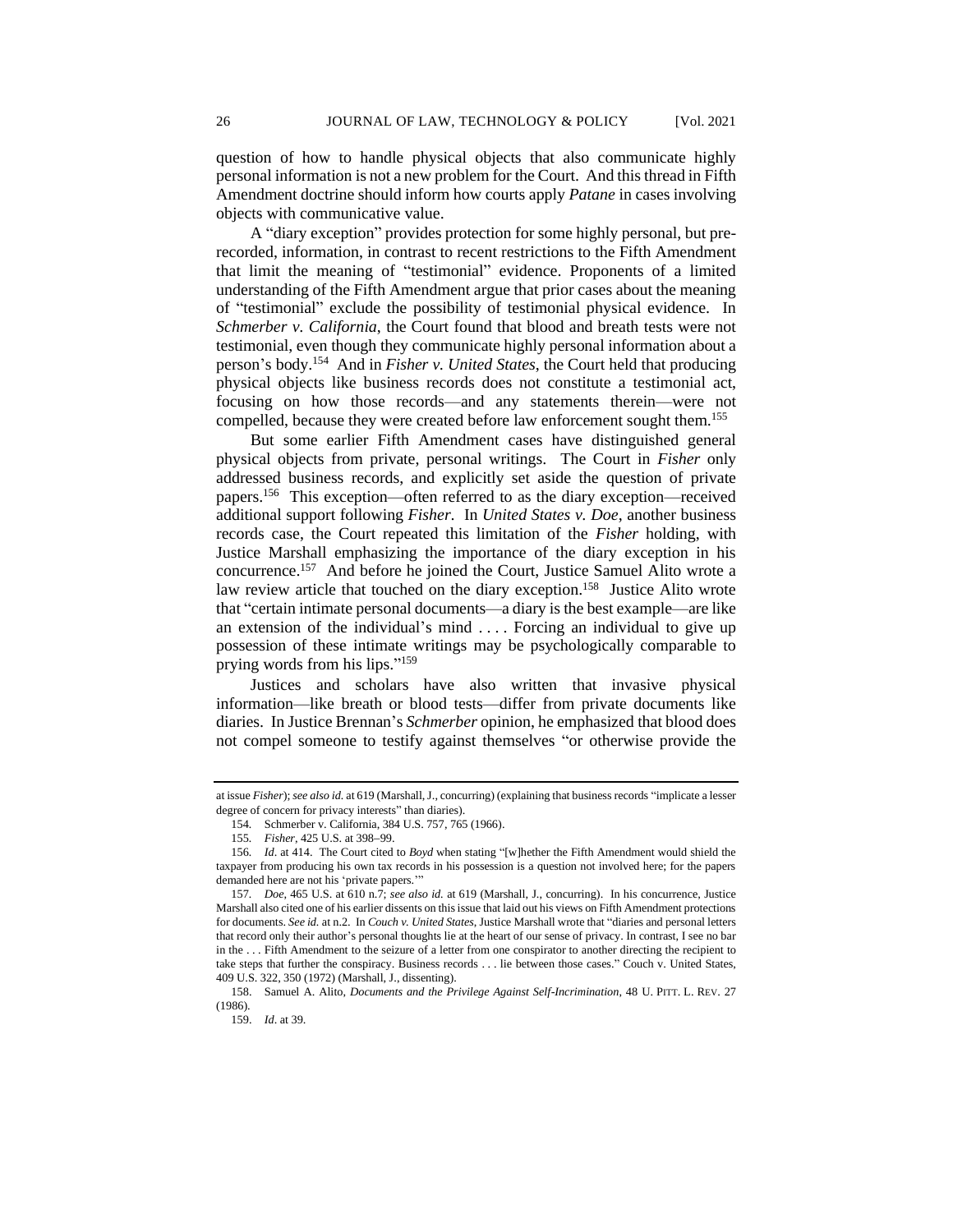question of how to handle physical objects that also communicate highly personal information is not a new problem for the Court. And this thread in Fifth Amendment doctrine should inform how courts apply *Patane* in cases involving objects with communicative value.

A "diary exception" provides protection for some highly personal, but pre-recorded, information, in contrast to recent restrictions to the Fifth Amendment that limit the meaning of "testimonial" evidence. Proponents of a limited understanding of the Fifth Amendment argue that prior cases about the meaning of "testimonial" exclude the possibility of testimonial physical evidence. In *Schmerber v. California*, the Court found that blood and breath tests were not testimonial, even though they communicate highly personal information about a person's body.[154] And in *Fisher v. United States*, the Court held that producing physical objects like business records does not constitute a testimonial act, focusing on how those records—and any statements therein—were not compelled, because they were created before law enforcement sought them.[155]

But some earlier Fifth Amendment cases have distinguished general physical objects from private, personal writings. The Court in *Fisher* only addressed business records, and explicitly set aside the question of private papers.[156] This exception—often referred to as the diary exception—received additional support following *Fisher*. In *United States v. Doe*, another business records case, the Court repeated this limitation of the *Fisher* holding, with Justice Marshall emphasizing the importance of the diary exception in his concurrence.[157] And before he joined the Court, Justice Samuel Alito wrote a law review article that touched on the diary exception.[158] Justice Alito wrote that "certain intimate personal documents—a diary is the best example—are like an extension of the individual's mind . . . . Forcing an individual to give up possession of these intimate writings may be psychologically comparable to prying words from his lips."[159]

Justices and scholars have also written that invasive physical information—like breath or blood tests—differ from private documents like diaries. In Justice Brennan's *Schmerber* opinion, he emphasized that blood does not compel someone to testify against themselves "or otherwise provide the

---

at issue *Fisher*); *see also id.* at 619 (Marshall, J., concurring) (explaining that business records "implicate a lesser degree of concern for privacy interests" than diaries).

154. Schmerber v. California, 384 U.S. 757, 765 (1966).

155. *Fisher*, 425 U.S. at 398–99.

156. *Id*. at 414. The Court cited to *Boyd* when stating "[w]hether the Fifth Amendment would shield the taxpayer from producing his own tax records in his possession is a question not involved here; for the papers demanded here are not his 'private papers.'"

157. *Doe*, 465 U.S. at 610 n.7; *see also id.* at 619 (Marshall, J., concurring). In his concurrence, Justice Marshall also cited one of his earlier dissents on this issue that laid out his views on Fifth Amendment protections for documents. *See id.* at n.2. In *Couch v. United States*, Justice Marshall wrote that "diaries and personal letters that record only their author's personal thoughts lie at the heart of our sense of privacy. In contrast, I see no bar in the . . . Fifth Amendment to the seizure of a letter from one conspirator to another directing the recipient to take steps that further the conspiracy. Business records . . . lie between those cases." Couch v. United States, 409 U.S. 322, 350 (1972) (Marshall, J., dissenting).

158. Samuel A. Alito, *Documents and the Privilege Against Self-Incrimination*, 48 U. PITT. L. REV. 27 (1986).

159. *Id*. at 39.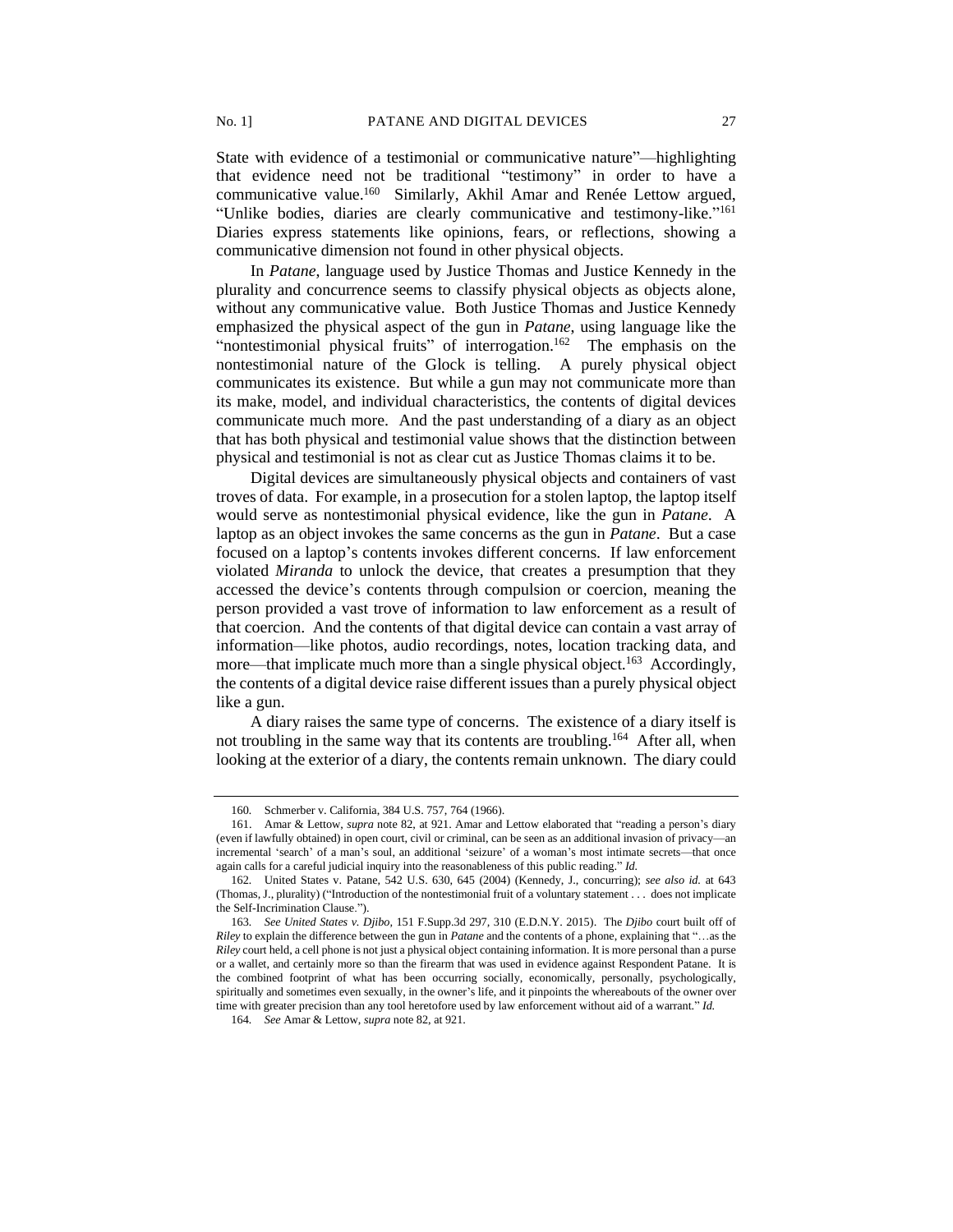State with evidence of a testimonial or communicative nature"—highlighting that evidence need not be traditional "testimony" in order to have a communicative value.[160] Similarly, Akhil Amar and Renée Lettow argued, "Unlike bodies, diaries are clearly communicative and testimony-like."[161] Diaries express statements like opinions, fears, or reflections, showing a communicative dimension not found in other physical objects.

In *Patane*, language used by Justice Thomas and Justice Kennedy in the plurality and concurrence seems to classify physical objects as objects alone, without any communicative value. Both Justice Thomas and Justice Kennedy emphasized the physical aspect of the gun in *Patane*, using language like the "nontestimonial physical fruits" of interrogation.[162] The emphasis on the nontestimonial nature of the Glock is telling. A purely physical object communicates its existence. But while a gun may not communicate more than its make, model, and individual characteristics, the contents of digital devices communicate much more. And the past understanding of a diary as an object that has both physical and testimonial value shows that the distinction between physical and testimonial is not as clear cut as Justice Thomas claims it to be.

Digital devices are simultaneously physical objects and containers of vast troves of data. For example, in a prosecution for a stolen laptop, the laptop itself would serve as nontestimonial physical evidence, like the gun in *Patane*. A laptop as an object invokes the same concerns as the gun in *Patane*. But a case focused on a laptop's contents invokes different concerns. If law enforcement violated *Miranda* to unlock the device, that creates a presumption that they accessed the device's contents through compulsion or coercion, meaning the person provided a vast trove of information to law enforcement as a result of that coercion. And the contents of that digital device can contain a vast array of information—like photos, audio recordings, notes, location tracking data, and more—that implicate much more than a single physical object.[163] Accordingly, the contents of a digital device raise different issues than a purely physical object like a gun.

A diary raises the same type of concerns. The existence of a diary itself is not troubling in the same way that its contents are troubling.[164] After all, when looking at the exterior of a diary, the contents remain unknown. The diary could

---

160. Schmerber v. California, 384 U.S. 757, 764 (1966).

161. Amar & Lettow, *supra* note 82, at 921. Amar and Lettow elaborated that "reading a person's diary (even if lawfully obtained) in open court, civil or criminal, can be seen as an additional invasion of privacy—an incremental 'search' of a man's soul, an additional 'seizure' of a woman's most intimate secrets—that once again calls for a careful judicial inquiry into the reasonableness of this public reading." *Id.*

162. United States v. Patane, 542 U.S. 630, 645 (2004) (Kennedy, J., concurring); *see also id.* at 643 (Thomas, J., plurality) ("Introduction of the nontestimonial fruit of a voluntary statement . . . does not implicate the Self-Incrimination Clause.").

163. *See United States v. Djibo*, 151 F.Supp.3d 297, 310 (E.D.N.Y. 2015). The *Djibo* court built off of *Riley* to explain the difference between the gun in *Patane* and the contents of a phone, explaining that "…as the *Riley* court held, a cell phone is not just a physical object containing information. It is more personal than a purse or a wallet, and certainly more so than the firearm that was used in evidence against Respondent Patane. It is the combined footprint of what has been occurring socially, economically, personally, psychologically, spiritually and sometimes even sexually, in the owner's life, and it pinpoints the whereabouts of the owner over time with greater precision than any tool heretofore used by law enforcement without aid of a warrant." *Id.*

164. *See* Amar & Lettow, *supra* note 82, at 921.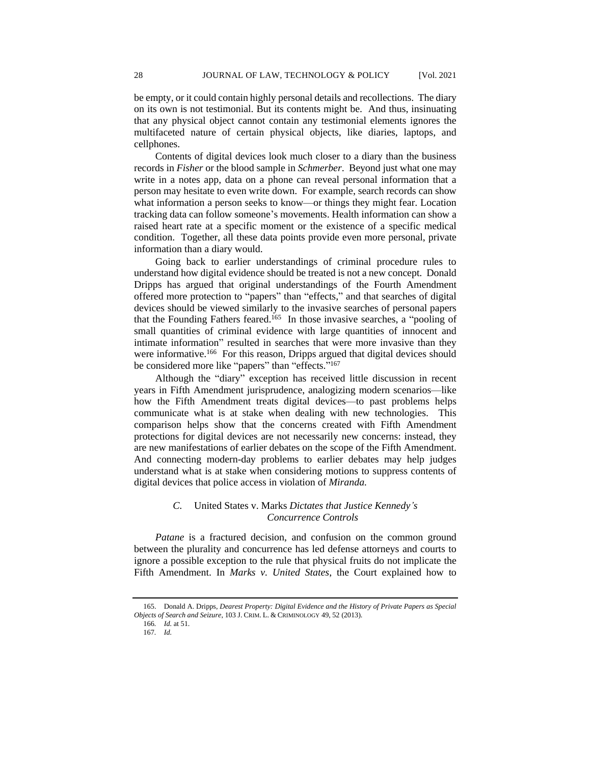be empty, or it could contain highly personal details and recollections. The diary on its own is not testimonial. But its contents might be. And thus, insinuating that any physical object cannot contain any testimonial elements ignores the multifaceted nature of certain physical objects, like diaries, laptops, and cellphones.

Contents of digital devices look much closer to a diary than the business records in *Fisher* or the blood sample in *Schmerber*. Beyond just what one may write in a notes app, data on a phone can reveal personal information that a person may hesitate to even write down. For example, search records can show what information a person seeks to know—or things they might fear. Location tracking data can follow someone's movements. Health information can show a raised heart rate at a specific moment or the existence of a specific medical condition. Together, all these data points provide even more personal, private information than a diary would.

Going back to earlier understandings of criminal procedure rules to understand how digital evidence should be treated is not a new concept. Donald Dripps has argued that original understandings of the Fourth Amendment offered more protection to "papers" than "effects," and that searches of digital devices should be viewed similarly to the invasive searches of personal papers that the Founding Fathers feared.[165] In those invasive searches, a "pooling of small quantities of criminal evidence with large quantities of innocent and intimate information" resulted in searches that were more invasive than they were informative.[166] For this reason, Dripps argued that digital devices should be considered more like "papers" than "effects."[167]

Although the "diary" exception has received little discussion in recent years in Fifth Amendment jurisprudence, analogizing modern scenarios—like how the Fifth Amendment treats digital devices—to past problems helps communicate what is at stake when dealing with new technologies. This comparison helps show that the concerns created with Fifth Amendment protections for digital devices are not necessarily new concerns: instead, they are new manifestations of earlier debates on the scope of the Fifth Amendment. And connecting modern-day problems to earlier debates may help judges understand what is at stake when considering motions to suppress contents of digital devices that police access in violation of *Miranda.*

### *C.* United States v. Marks *Dictates that Justice Kennedy's Concurrence Controls*

*Patane* is a fractured decision, and confusion on the common ground between the plurality and concurrence has led defense attorneys and courts to ignore a possible exception to the rule that physical fruits do not implicate the Fifth Amendment. In *Marks v. United States*, the Court explained how to

---

165. Donald A. Dripps, *Dearest Property: Digital Evidence and the History of Private Papers as Special Objects of Search and Seizure*, 103 J. CRIM. L. & CRIMINOLOGY 49, 52 (2013).

166. *Id.* at 51.

167. *Id.*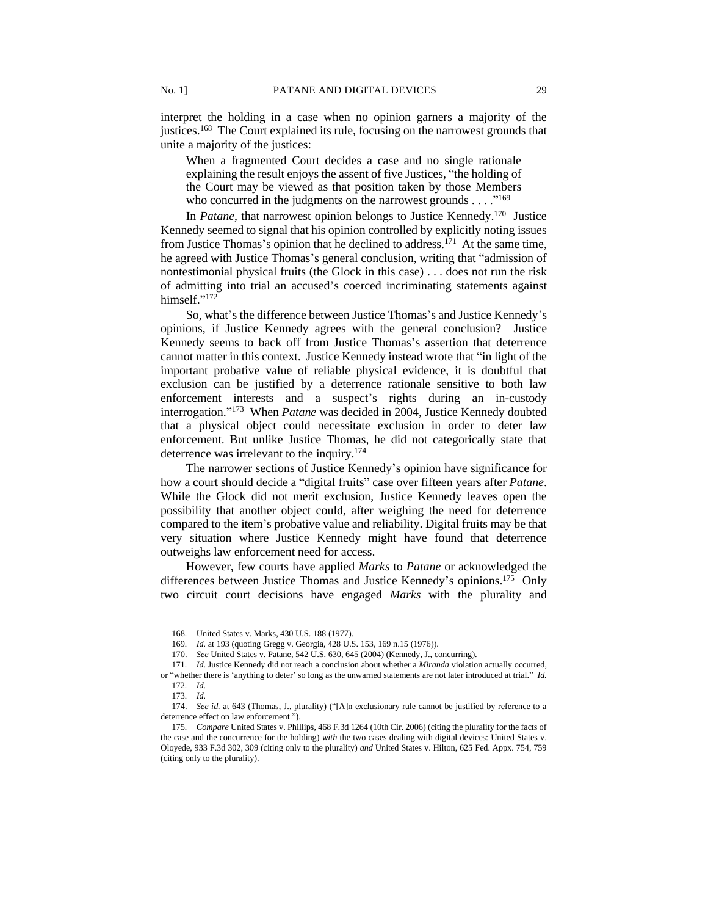interpret the holding in a case when no opinion garners a majority of the justices.[168] The Court explained its rule, focusing on the narrowest grounds that unite a majority of the justices:

> When a fragmented Court decides a case and no single rationale explaining the result enjoys the assent of five Justices, "the holding of the Court may be viewed as that position taken by those Members who concurred in the judgments on the narrowest grounds . . . ."[169]

In *Patane*, that narrowest opinion belongs to Justice Kennedy.[170] Justice Kennedy seemed to signal that his opinion controlled by explicitly noting issues from Justice Thomas's opinion that he declined to address.[171] At the same time, he agreed with Justice Thomas's general conclusion, writing that "admission of nontestimonial physical fruits (the Glock in this case) . . . does not run the risk of admitting into trial an accused's coerced incriminating statements against himself."[172]

So, what's the difference between Justice Thomas's and Justice Kennedy's opinions, if Justice Kennedy agrees with the general conclusion? Justice Kennedy seems to back off from Justice Thomas's assertion that deterrence cannot matter in this context. Justice Kennedy instead wrote that "in light of the important probative value of reliable physical evidence, it is doubtful that exclusion can be justified by a deterrence rationale sensitive to both law enforcement interests and a suspect's rights during an in-custody interrogation."[173] When *Patane* was decided in 2004, Justice Kennedy doubted that a physical object could necessitate exclusion in order to deter law enforcement. But unlike Justice Thomas, he did not categorically state that deterrence was irrelevant to the inquiry.[174]

The narrower sections of Justice Kennedy's opinion have significance for how a court should decide a "digital fruits" case over fifteen years after *Patane*. While the Glock did not merit exclusion, Justice Kennedy leaves open the possibility that another object could, after weighing the need for deterrence compared to the item's probative value and reliability. Digital fruits may be that very situation where Justice Kennedy might have found that deterrence outweighs law enforcement need for access.

However, few courts have applied *Marks* to *Patane* or acknowledged the differences between Justice Thomas and Justice Kennedy's opinions.[175] Only two circuit court decisions have engaged *Marks* with the plurality and

---

168. United States v. Marks, 430 U.S. 188 (1977).

169. *Id.* at 193 (quoting Gregg v. Georgia, 428 U.S. 153, 169 n.15 (1976)).

170. *See* United States v. Patane, 542 U.S. 630, 645 (2004) (Kennedy, J., concurring).

171. *Id.* Justice Kennedy did not reach a conclusion about whether a *Miranda* violation actually occurred, or "whether there is 'anything to deter' so long as the unwarned statements are not later introduced at trial." *Id.*

172. *Id.*

173. *Id.*

174. *See id.* at 643 (Thomas, J., plurality) ("[A]n exclusionary rule cannot be justified by reference to a deterrence effect on law enforcement.").

175. *Compare* United States v. Phillips, 468 F.3d 1264 (10th Cir. 2006) (citing the plurality for the facts of the case and the concurrence for the holding) *with* the two cases dealing with digital devices: United States v. Oloyede, 933 F.3d 302, 309 (citing only to the plurality) *and* United States v. Hilton, 625 Fed. Appx. 754, 759 (citing only to the plurality).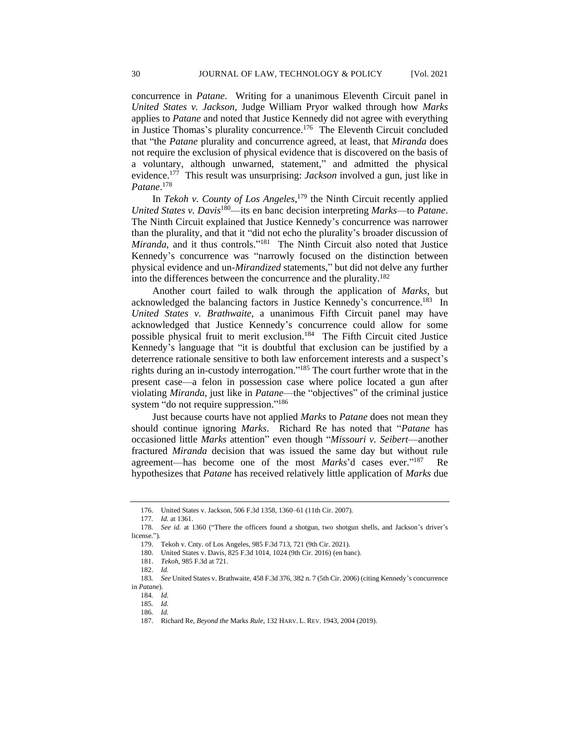concurrence in *Patane*. Writing for a unanimous Eleventh Circuit panel in *United States v. Jackson*, Judge William Pryor walked through how *Marks* applies to *Patane* and noted that Justice Kennedy did not agree with everything in Justice Thomas's plurality concurrence.[176] The Eleventh Circuit concluded that "the *Patane* plurality and concurrence agreed, at least, that *Miranda* does not require the exclusion of physical evidence that is discovered on the basis of a voluntary, although unwarned, statement," and admitted the physical evidence.[177] This result was unsurprising: *Jackson* involved a gun, just like in *Patane*.[178]

In *Tekoh v. County of Los Angeles*,[179] the Ninth Circuit recently applied *United States v. Davis*[180]—its en banc decision interpreting *Marks*—to *Patane*. The Ninth Circuit explained that Justice Kennedy's concurrence was narrower than the plurality, and that it "did not echo the plurality's broader discussion of *Miranda*, and it thus controls."[181] The Ninth Circuit also noted that Justice Kennedy's concurrence was "narrowly focused on the distinction between physical evidence and un-*Mirandized* statements," but did not delve any further into the differences between the concurrence and the plurality.[182]

Another court failed to walk through the application of *Marks*, but acknowledged the balancing factors in Justice Kennedy's concurrence.[183] In *United States v. Brathwaite*, a unanimous Fifth Circuit panel may have acknowledged that Justice Kennedy's concurrence could allow for some possible physical fruit to merit exclusion.[184] The Fifth Circuit cited Justice Kennedy's language that "it is doubtful that exclusion can be justified by a deterrence rationale sensitive to both law enforcement interests and a suspect's rights during an in-custody interrogation."[185] The court further wrote that in the present case—a felon in possession case where police located a gun after violating *Miranda*, just like in *Patane*—the "objectives" of the criminal justice system "do not require suppression."[186]

Just because courts have not applied *Marks* to *Patane* does not mean they should continue ignoring *Marks*. Richard Re has noted that "*Patane* has occasioned little *Marks* attention" even though "*Missouri v. Seibert*—another fractured *Miranda* decision that was issued the same day but without rule agreement—has become one of the most *Marks*'d cases ever."[187] Re hypothesizes that *Patane* has received relatively little application of *Marks* due

---

176. United States v. Jackson, 506 F.3d 1358, 1360–61 (11th Cir. 2007).

177. *Id.* at 1361.

178. *See id.* at 1360 ("There the officers found a shotgun, two shotgun shells, and Jackson's driver's license.").

179. Tekoh v. Cnty. of Los Angeles, 985 F.3d 713, 721 (9th Cir. 2021).

180. United States v. Davis, 825 F.3d 1014, 1024 (9th Cir. 2016) (en banc).

181. *Tekoh*, 985 F.3d at 721.

182. *Id.*

183. *See* United States v. Brathwaite, 458 F.3d 376, 382 n. 7 (5th Cir. 2006) (citing Kennedy's concurrence in *Patane*).

184. *Id.*

185. *Id.*

186. *Id.*

187. Richard Re, *Beyond the* Marks *Rule*, 132 HARV. L. REV. 1943, 2004 (2019).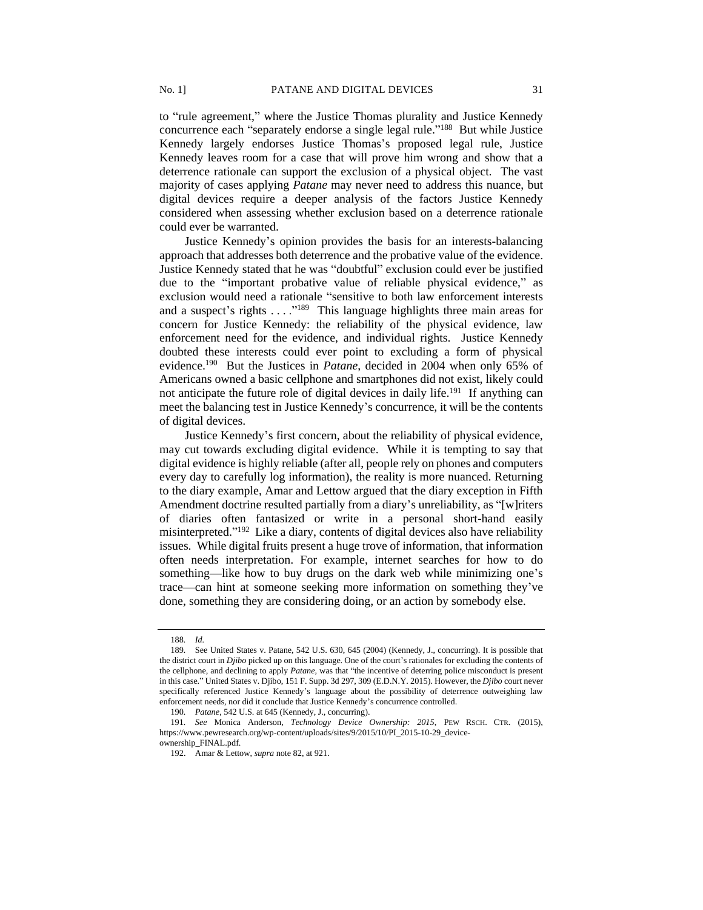to "rule agreement," where the Justice Thomas plurality and Justice Kennedy concurrence each "separately endorse a single legal rule."[188] But while Justice Kennedy largely endorses Justice Thomas's proposed legal rule, Justice Kennedy leaves room for a case that will prove him wrong and show that a deterrence rationale can support the exclusion of a physical object. The vast majority of cases applying *Patane* may never need to address this nuance, but digital devices require a deeper analysis of the factors Justice Kennedy considered when assessing whether exclusion based on a deterrence rationale could ever be warranted.

Justice Kennedy's opinion provides the basis for an interests-balancing approach that addresses both deterrence and the probative value of the evidence. Justice Kennedy stated that he was "doubtful" exclusion could ever be justified due to the "important probative value of reliable physical evidence," as exclusion would need a rationale "sensitive to both law enforcement interests and a suspect's rights . . . ."[189] This language highlights three main areas for concern for Justice Kennedy: the reliability of the physical evidence, law enforcement need for the evidence, and individual rights. Justice Kennedy doubted these interests could ever point to excluding a form of physical evidence.[190] But the Justices in *Patane*, decided in 2004 when only 65% of Americans owned a basic cellphone and smartphones did not exist, likely could not anticipate the future role of digital devices in daily life.[191] If anything can meet the balancing test in Justice Kennedy's concurrence, it will be the contents of digital devices.

Justice Kennedy's first concern, about the reliability of physical evidence, may cut towards excluding digital evidence. While it is tempting to say that digital evidence is highly reliable (after all, people rely on phones and computers every day to carefully log information), the reality is more nuanced. Returning to the diary example, Amar and Lettow argued that the diary exception in Fifth Amendment doctrine resulted partially from a diary's unreliability, as "[w]riters of diaries often fantasized or write in a personal short-hand easily misinterpreted."[192] Like a diary, contents of digital devices also have reliability issues. While digital fruits present a huge trove of information, that information often needs interpretation. For example, internet searches for how to do something—like how to buy drugs on the dark web while minimizing one's trace—can hint at someone seeking more information on something they've done, something they are considering doing, or an action by somebody else.

---

188. *Id.*

189. See United States v. Patane, 542 U.S. 630, 645 (2004) (Kennedy, J., concurring). It is possible that the district court in *Djibo* picked up on this language. One of the court's rationales for excluding the contents of the cellphone, and declining to apply *Patane*, was that "the incentive of deterring police misconduct is present in this case." United States v. Djibo, 151 F. Supp. 3d 297, 309 (E.D.N.Y. 2015). However, the *Djibo* court never specifically referenced Justice Kennedy's language about the possibility of deterrence outweighing law enforcement needs, nor did it conclude that Justice Kennedy's concurrence controlled.

190. *Patane*, 542 U.S. at 645 (Kennedy, J., concurring).

191. *See* Monica Anderson, *Technology Device Ownership: 2015*, PEW RSCH. CTR. (2015), https://www.pewresearch.org/wp-content/uploads/sites/9/2015/10/PI_2015-10-29_device-ownership_FINAL.pdf.

192. Amar & Lettow, *supra* note 82, at 921.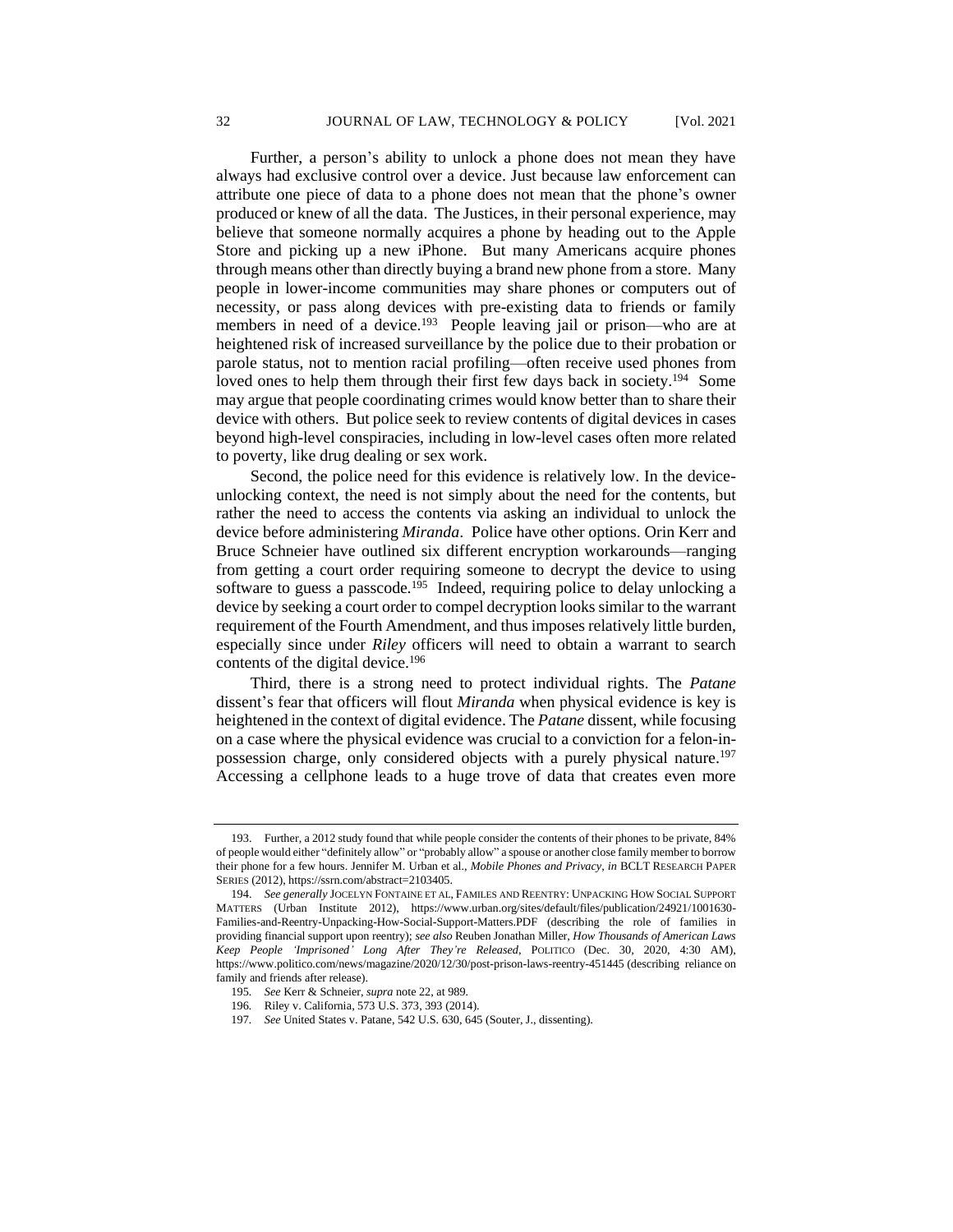Further, a person's ability to unlock a phone does not mean they have always had exclusive control over a device. Just because law enforcement can attribute one piece of data to a phone does not mean that the phone's owner produced or knew of all the data. The Justices, in their personal experience, may believe that someone normally acquires a phone by heading out to the Apple Store and picking up a new iPhone. But many Americans acquire phones through means other than directly buying a brand new phone from a store. Many people in lower-income communities may share phones or computers out of necessity, or pass along devices with pre-existing data to friends or family members in need of a device.[193] People leaving jail or prison—who are at heightened risk of increased surveillance by the police due to their probation or parole status, not to mention racial profiling—often receive used phones from loved ones to help them through their first few days back in society.[194] Some may argue that people coordinating crimes would know better than to share their device with others. But police seek to review contents of digital devices in cases beyond high-level conspiracies, including in low-level cases often more related to poverty, like drug dealing or sex work.

Second, the police need for this evidence is relatively low. In the device-unlocking context, the need is not simply about the need for the contents, but rather the need to access the contents via asking an individual to unlock the device before administering *Miranda*. Police have other options. Orin Kerr and Bruce Schneier have outlined six different encryption workarounds—ranging from getting a court order requiring someone to decrypt the device to using software to guess a passcode.[195] Indeed, requiring police to delay unlocking a device by seeking a court order to compel decryption looks similar to the warrant requirement of the Fourth Amendment, and thus imposes relatively little burden, especially since under *Riley* officers will need to obtain a warrant to search contents of the digital device.[196]

Third, there is a strong need to protect individual rights. The *Patane* dissent's fear that officers will flout *Miranda* when physical evidence is key is heightened in the context of digital evidence. The *Patane* dissent, while focusing on a case where the physical evidence was crucial to a conviction for a felon-in-possession charge, only considered objects with a purely physical nature.[197] Accessing a cellphone leads to a huge trove of data that creates even more

---

193. Further, a 2012 study found that while people consider the contents of their phones to be private, 84% of people would either "definitely allow" or "probably allow" a spouse or another close family member to borrow their phone for a few hours. Jennifer M. Urban et al., *Mobile Phones and Privacy*, *in* BCLT RESEARCH PAPER SERIES (2012), https://ssrn.com/abstract=2103405.

194. *See generally* JOCELYN FONTAINE ET AL, FAMILES AND REENTRY: UNPACKING HOW SOCIAL SUPPORT MATTERS (Urban Institute 2012), https://www.urban.org/sites/default/files/publication/24921/1001630-Families-and-Reentry-Unpacking-How-Social-Support-Matters.PDF (describing the role of families in providing financial support upon reentry); *see also* Reuben Jonathan Miller, *How Thousands of American Laws Keep People 'Imprisoned' Long After They're Released*, POLITICO (Dec. 30, 2020, 4:30 AM), https://www.politico.com/news/magazine/2020/12/30/post-prison-laws-reentry-451445 (describing reliance on family and friends after release).

195. *See* Kerr & Schneier, *supra* note 22, at 989.

196. Riley v. California, 573 U.S. 373, 393 (2014).

197. *See* United States v. Patane, 542 U.S. 630, 645 (Souter, J., dissenting).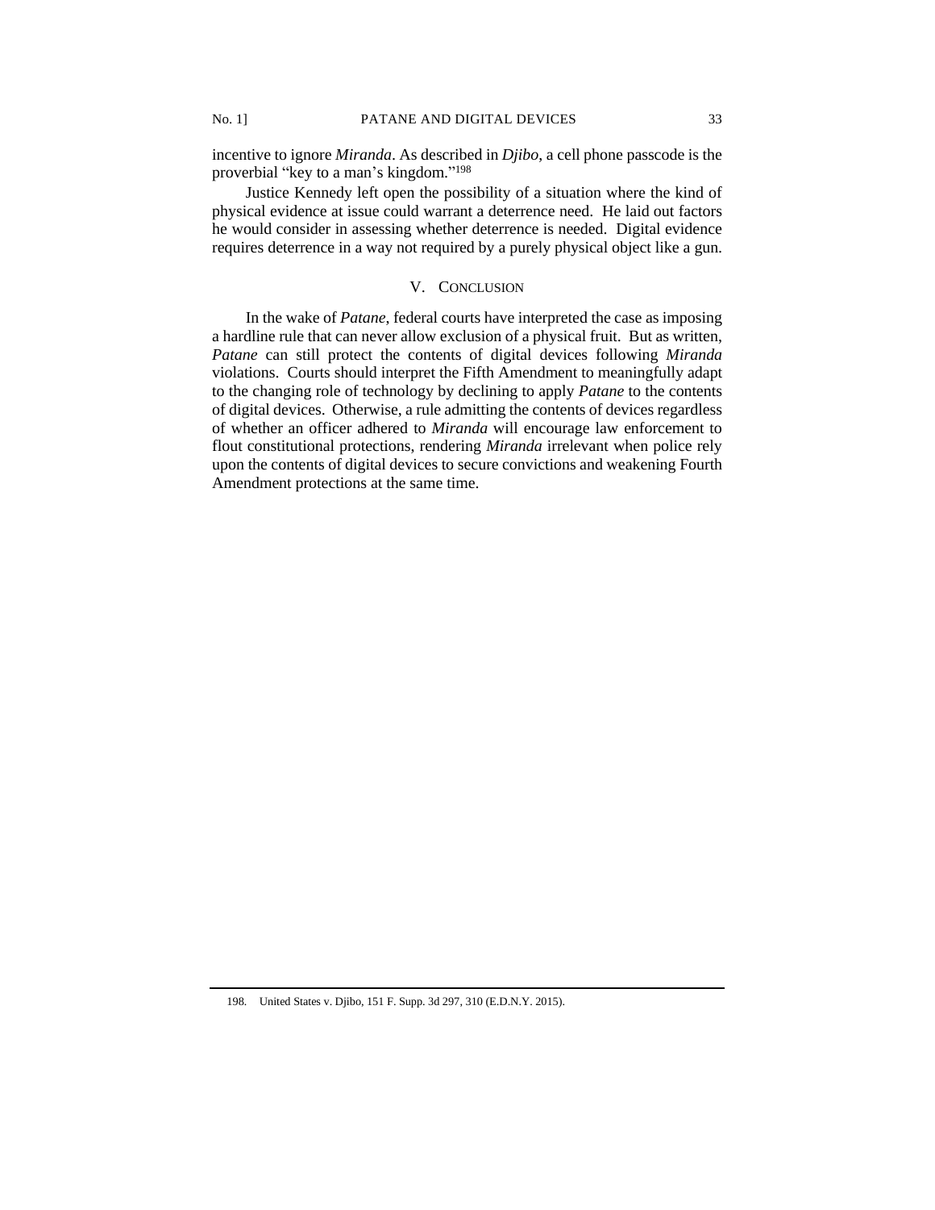incentive to ignore *Miranda*. As described in *Djibo*, a cell phone passcode is the proverbial "key to a man's kingdom."[198]

Justice Kennedy left open the possibility of a situation where the kind of physical evidence at issue could warrant a deterrence need. He laid out factors he would consider in assessing whether deterrence is needed. Digital evidence requires deterrence in a way not required by a purely physical object like a gun.

## V. CONCLUSION

In the wake of *Patane*, federal courts have interpreted the case as imposing a hardline rule that can never allow exclusion of a physical fruit. But as written, *Patane* can still protect the contents of digital devices following *Miranda* violations. Courts should interpret the Fifth Amendment to meaningfully adapt to the changing role of technology by declining to apply *Patane* to the contents of digital devices. Otherwise, a rule admitting the contents of devices regardless of whether an officer adhered to *Miranda* will encourage law enforcement to flout constitutional protections, rendering *Miranda* irrelevant when police rely upon the contents of digital devices to secure convictions and weakening Fourth Amendment protections at the same time.

---

198. United States v. Djibo, 151 F. Supp. 3d 297, 310 (E.D.N.Y. 2015).